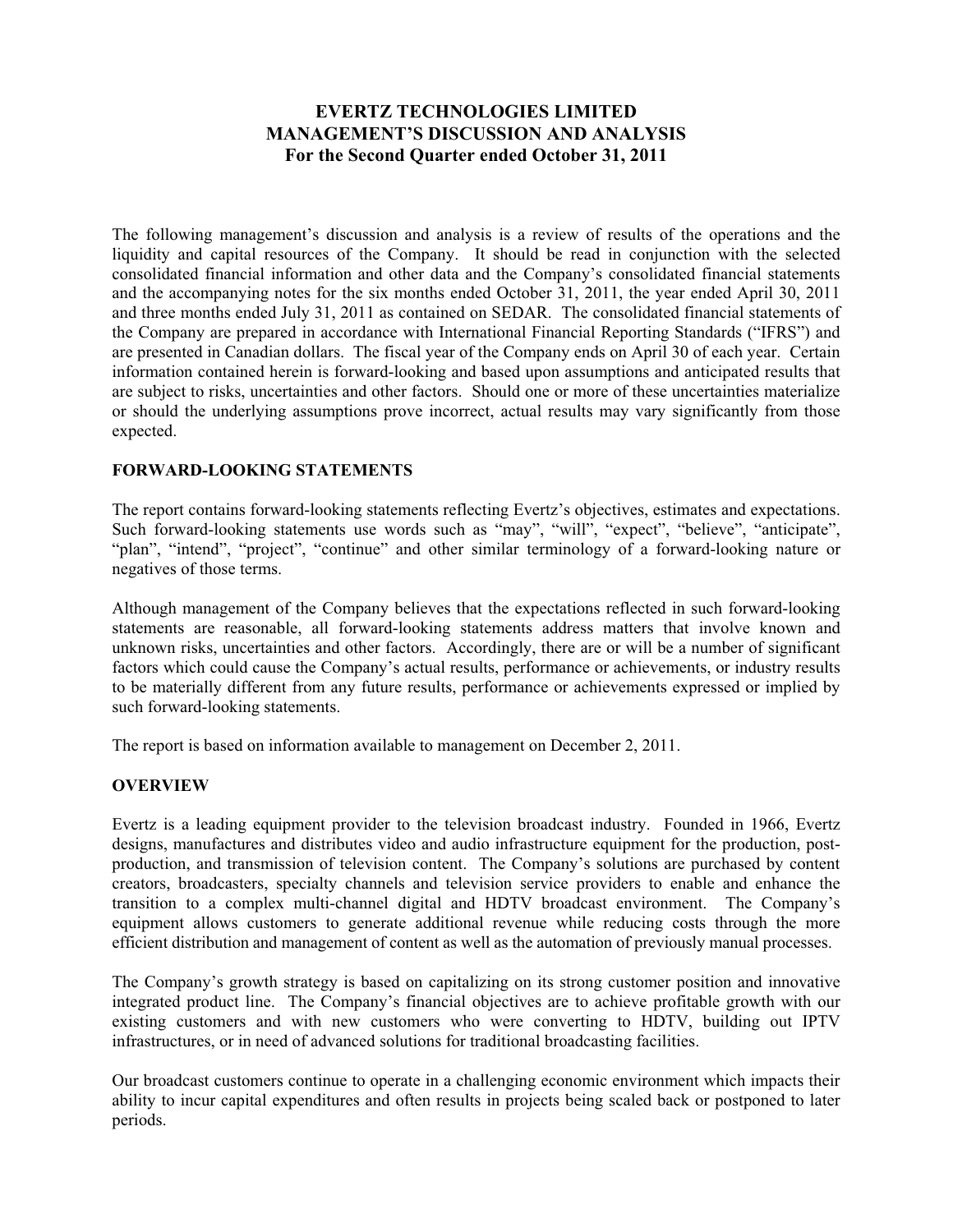# EVERTZ TECHNOLOGIES LIMITED
# MANAGEMENT'S DISCUSSION AND ANALYSIS
# For the Second Quarter ended October 31, 2011

The following management's discussion and analysis is a review of results of the operations and the liquidity and capital resources of the Company. It should be read in conjunction with the selected consolidated financial information and other data and the Company's consolidated financial statements and the accompanying notes for the six months ended October 31, 2011, the year ended April 30, 2011 and three months ended July 31, 2011 as contained on SEDAR. The consolidated financial statements of the Company are prepared in accordance with International Financial Reporting Standards ("IFRS") and are presented in Canadian dollars. The fiscal year of the Company ends on April 30 of each year. Certain information contained herein is forward-looking and based upon assumptions and anticipated results that are subject to risks, uncertainties and other factors. Should one or more of these uncertainties materialize or should the underlying assumptions prove incorrect, actual results may vary significantly from those expected.

## FORWARD-LOOKING STATEMENTS

The report contains forward-looking statements reflecting Evertz's objectives, estimates and expectations. Such forward-looking statements use words such as "may", "will", "expect", "believe", "anticipate", "plan", "intend", "project", "continue" and other similar terminology of a forward-looking nature or negatives of those terms.

Although management of the Company believes that the expectations reflected in such forward-looking statements are reasonable, all forward-looking statements address matters that involve known and unknown risks, uncertainties and other factors. Accordingly, there are or will be a number of significant factors which could cause the Company's actual results, performance or achievements, or industry results to be materially different from any future results, performance or achievements expressed or implied by such forward-looking statements.

The report is based on information available to management on December 2, 2011.

## OVERVIEW

Evertz is a leading equipment provider to the television broadcast industry. Founded in 1966, Evertz designs, manufactures and distributes video and audio infrastructure equipment for the production, post-production, and transmission of television content. The Company's solutions are purchased by content creators, broadcasters, specialty channels and television service providers to enable and enhance the transition to a complex multi-channel digital and HDTV broadcast environment. The Company's equipment allows customers to generate additional revenue while reducing costs through the more efficient distribution and management of content as well as the automation of previously manual processes.

The Company's growth strategy is based on capitalizing on its strong customer position and innovative integrated product line. The Company's financial objectives are to achieve profitable growth with our existing customers and with new customers who were converting to HDTV, building out IPTV infrastructures, or in need of advanced solutions for traditional broadcasting facilities.

Our broadcast customers continue to operate in a challenging economic environment which impacts their ability to incur capital expenditures and often results in projects being scaled back or postponed to later periods.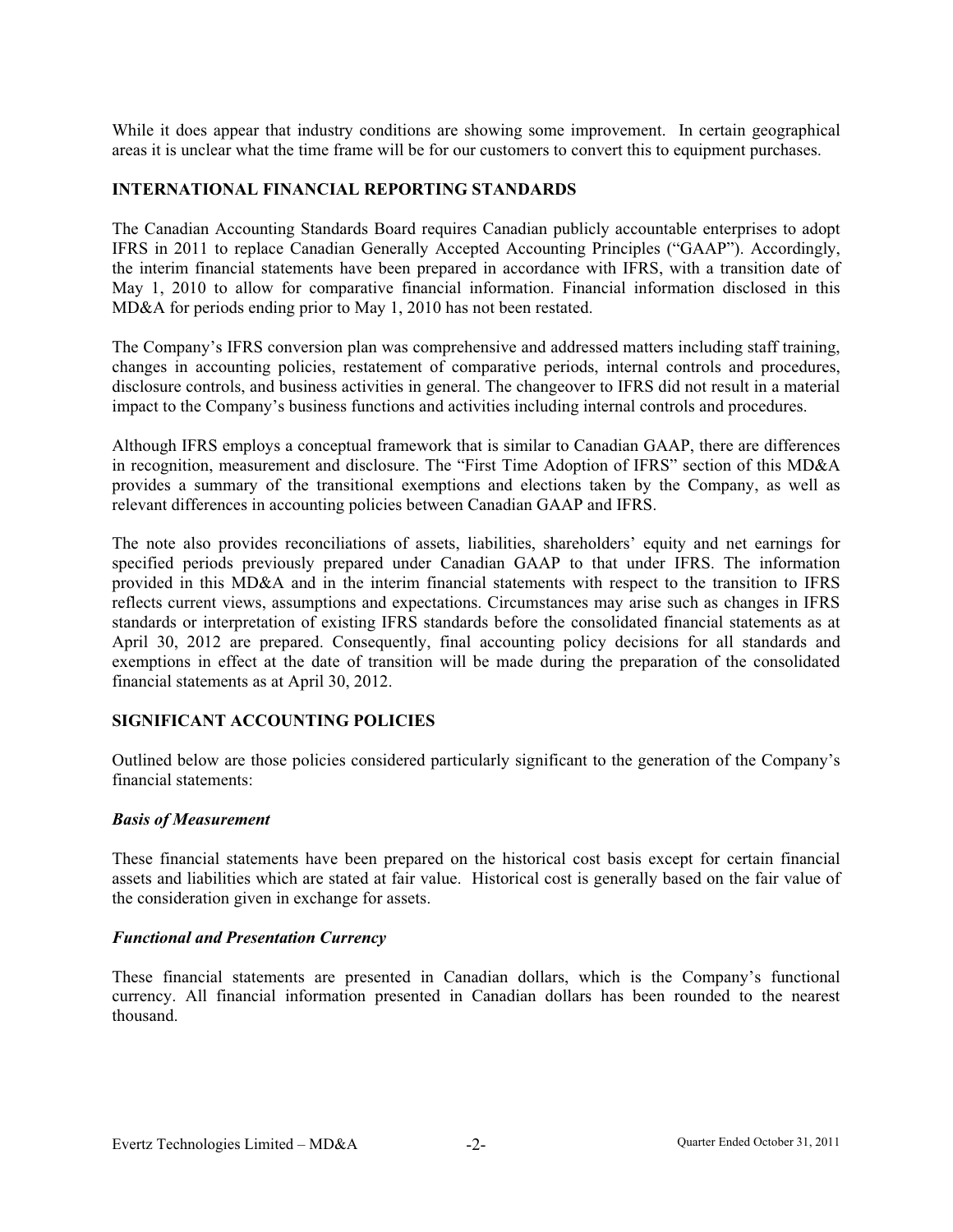While it does appear that industry conditions are showing some improvement. In certain geographical areas it is unclear what the time frame will be for our customers to convert this to equipment purchases.

## INTERNATIONAL FINANCIAL REPORTING STANDARDS

The Canadian Accounting Standards Board requires Canadian publicly accountable enterprises to adopt IFRS in 2011 to replace Canadian Generally Accepted Accounting Principles ("GAAP"). Accordingly, the interim financial statements have been prepared in accordance with IFRS, with a transition date of May 1, 2010 to allow for comparative financial information. Financial information disclosed in this MD&A for periods ending prior to May 1, 2010 has not been restated.

The Company's IFRS conversion plan was comprehensive and addressed matters including staff training, changes in accounting policies, restatement of comparative periods, internal controls and procedures, disclosure controls, and business activities in general. The changeover to IFRS did not result in a material impact to the Company's business functions and activities including internal controls and procedures.

Although IFRS employs a conceptual framework that is similar to Canadian GAAP, there are differences in recognition, measurement and disclosure. The "First Time Adoption of IFRS" section of this MD&A provides a summary of the transitional exemptions and elections taken by the Company, as well as relevant differences in accounting policies between Canadian GAAP and IFRS.

The note also provides reconciliations of assets, liabilities, shareholders' equity and net earnings for specified periods previously prepared under Canadian GAAP to that under IFRS. The information provided in this MD&A and in the interim financial statements with respect to the transition to IFRS reflects current views, assumptions and expectations. Circumstances may arise such as changes in IFRS standards or interpretation of existing IFRS standards before the consolidated financial statements as at April 30, 2012 are prepared. Consequently, final accounting policy decisions for all standards and exemptions in effect at the date of transition will be made during the preparation of the consolidated financial statements as at April 30, 2012.

## SIGNIFICANT ACCOUNTING POLICIES

Outlined below are those policies considered particularly significant to the generation of the Company's financial statements:

### *Basis of Measurement*

These financial statements have been prepared on the historical cost basis except for certain financial assets and liabilities which are stated at fair value. Historical cost is generally based on the fair value of the consideration given in exchange for assets.

### *Functional and Presentation Currency*

These financial statements are presented in Canadian dollars, which is the Company's functional currency. All financial information presented in Canadian dollars has been rounded to the nearest thousand.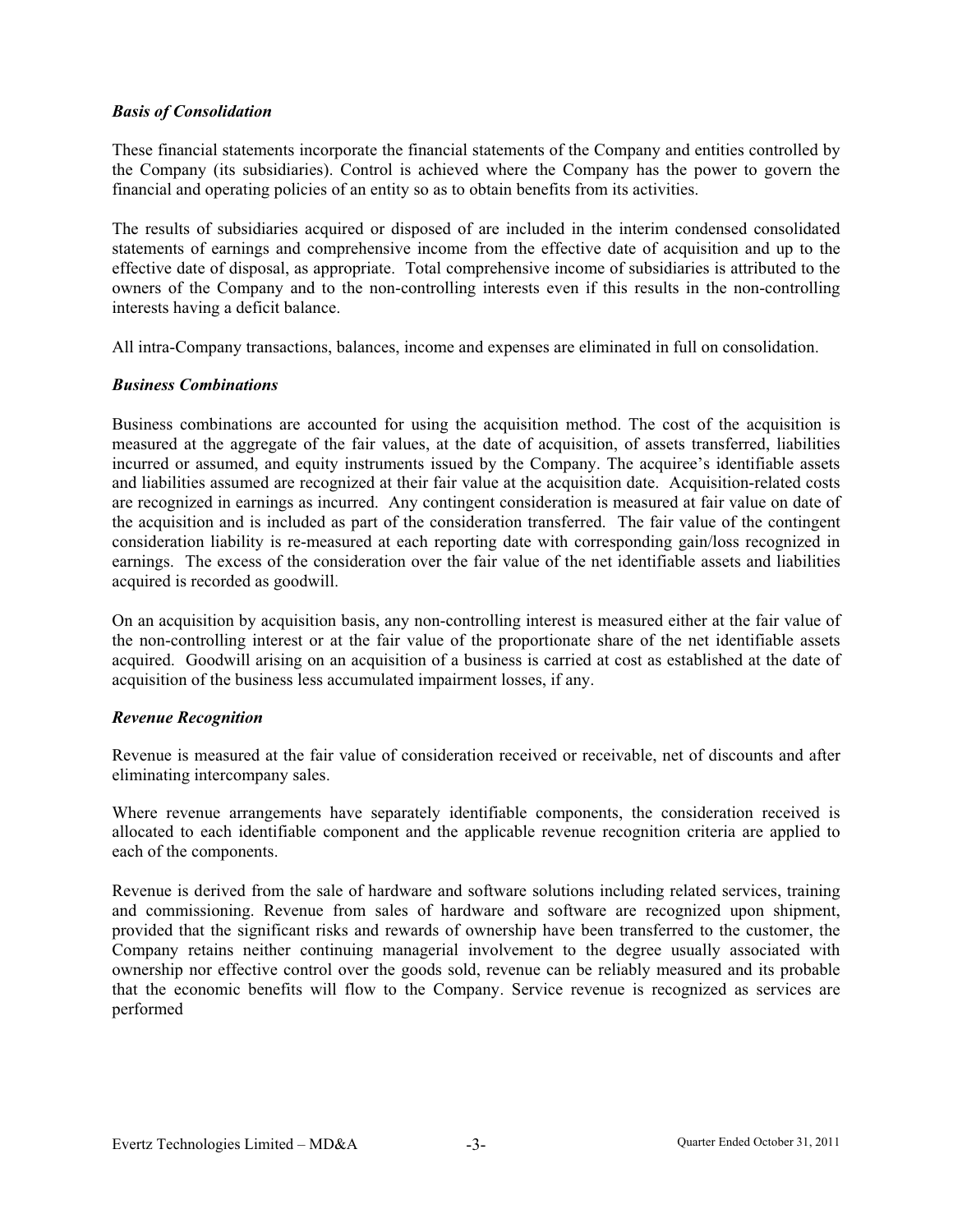### *Basis of Consolidation*

These financial statements incorporate the financial statements of the Company and entities controlled by the Company (its subsidiaries). Control is achieved where the Company has the power to govern the financial and operating policies of an entity so as to obtain benefits from its activities.

The results of subsidiaries acquired or disposed of are included in the interim condensed consolidated statements of earnings and comprehensive income from the effective date of acquisition and up to the effective date of disposal, as appropriate. Total comprehensive income of subsidiaries is attributed to the owners of the Company and to the non-controlling interests even if this results in the non-controlling interests having a deficit balance.

All intra-Company transactions, balances, income and expenses are eliminated in full on consolidation.

### *Business Combinations*

Business combinations are accounted for using the acquisition method. The cost of the acquisition is measured at the aggregate of the fair values, at the date of acquisition, of assets transferred, liabilities incurred or assumed, and equity instruments issued by the Company. The acquiree's identifiable assets and liabilities assumed are recognized at their fair value at the acquisition date. Acquisition-related costs are recognized in earnings as incurred. Any contingent consideration is measured at fair value on date of the acquisition and is included as part of the consideration transferred. The fair value of the contingent consideration liability is re-measured at each reporting date with corresponding gain/loss recognized in earnings. The excess of the consideration over the fair value of the net identifiable assets and liabilities acquired is recorded as goodwill.

On an acquisition by acquisition basis, any non-controlling interest is measured either at the fair value of the non-controlling interest or at the fair value of the proportionate share of the net identifiable assets acquired. Goodwill arising on an acquisition of a business is carried at cost as established at the date of acquisition of the business less accumulated impairment losses, if any.

### *Revenue Recognition*

Revenue is measured at the fair value of consideration received or receivable, net of discounts and after eliminating intercompany sales.

Where revenue arrangements have separately identifiable components, the consideration received is allocated to each identifiable component and the applicable revenue recognition criteria are applied to each of the components.

Revenue is derived from the sale of hardware and software solutions including related services, training and commissioning. Revenue from sales of hardware and software are recognized upon shipment, provided that the significant risks and rewards of ownership have been transferred to the customer, the Company retains neither continuing managerial involvement to the degree usually associated with ownership nor effective control over the goods sold, revenue can be reliably measured and its probable that the economic benefits will flow to the Company. Service revenue is recognized as services are performed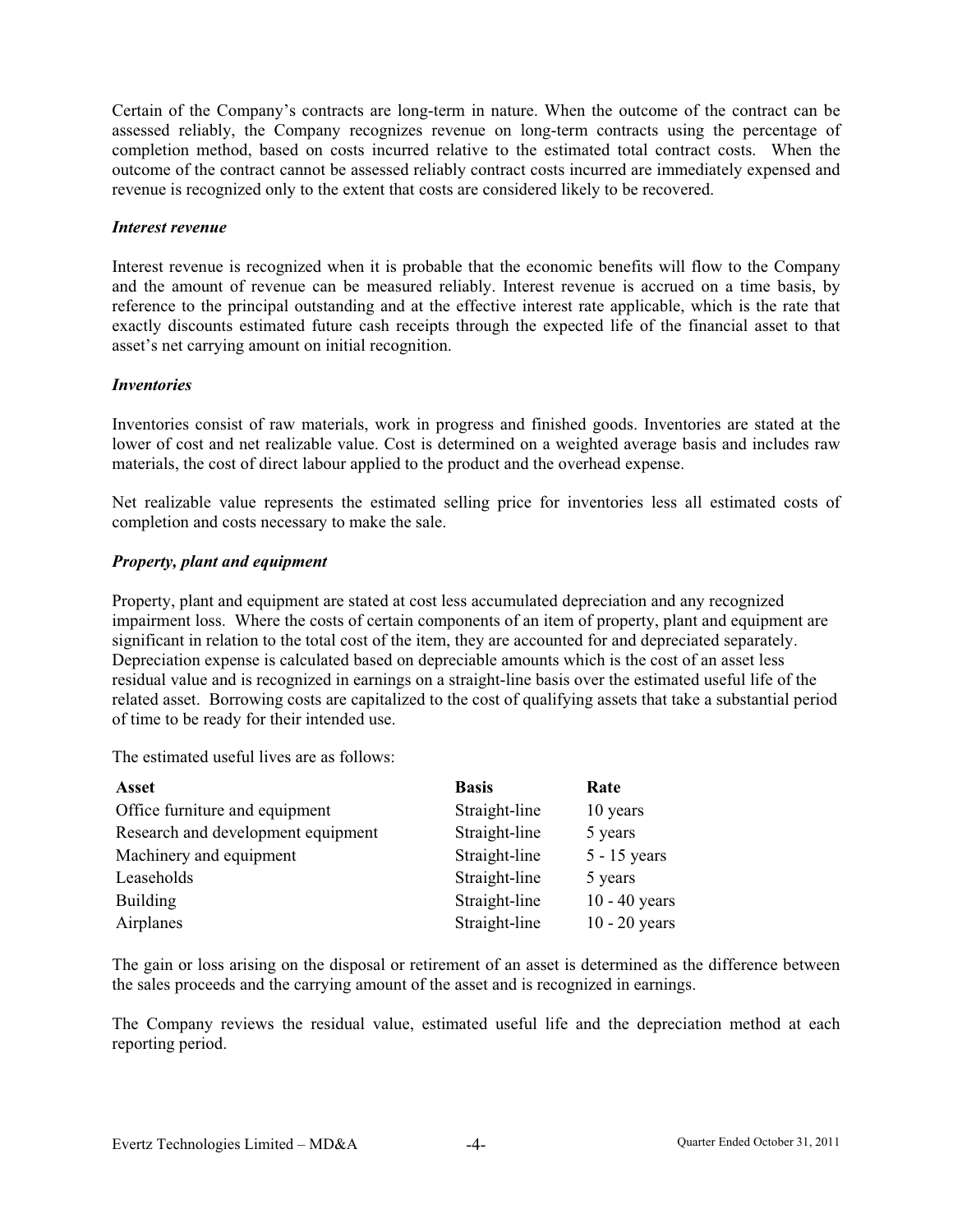Certain of the Company's contracts are long-term in nature. When the outcome of the contract can be assessed reliably, the Company recognizes revenue on long-term contracts using the percentage of completion method, based on costs incurred relative to the estimated total contract costs. When the outcome of the contract cannot be assessed reliably contract costs incurred are immediately expensed and revenue is recognized only to the extent that costs are considered likely to be recovered.

***Interest revenue***

Interest revenue is recognized when it is probable that the economic benefits will flow to the Company and the amount of revenue can be measured reliably. Interest revenue is accrued on a time basis, by reference to the principal outstanding and at the effective interest rate applicable, which is the rate that exactly discounts estimated future cash receipts through the expected life of the financial asset to that asset's net carrying amount on initial recognition.

***Inventories***

Inventories consist of raw materials, work in progress and finished goods. Inventories are stated at the lower of cost and net realizable value. Cost is determined on a weighted average basis and includes raw materials, the cost of direct labour applied to the product and the overhead expense.

Net realizable value represents the estimated selling price for inventories less all estimated costs of completion and costs necessary to make the sale.

***Property, plant and equipment***

Property, plant and equipment are stated at cost less accumulated depreciation and any recognized impairment loss. Where the costs of certain components of an item of property, plant and equipment are significant in relation to the total cost of the item, they are accounted for and depreciated separately. Depreciation expense is calculated based on depreciable amounts which is the cost of an asset less residual value and is recognized in earnings on a straight-line basis over the estimated useful life of the related asset. Borrowing costs are capitalized to the cost of qualifying assets that take a substantial period of time to be ready for their intended use.

The estimated useful lives are as follows:

| Asset | Basis | Rate |
|---|---|---|
| Office furniture and equipment | Straight-line | 10 years |
| Research and development equipment | Straight-line | 5 years |
| Machinery and equipment | Straight-line | 5 - 15 years |
| Leaseholds | Straight-line | 5 years |
| Building | Straight-line | 10 - 40 years |
| Airplanes | Straight-line | 10 - 20 years |

The gain or loss arising on the disposal or retirement of an asset is determined as the difference between the sales proceeds and the carrying amount of the asset and is recognized in earnings.

The Company reviews the residual value, estimated useful life and the depreciation method at each reporting period.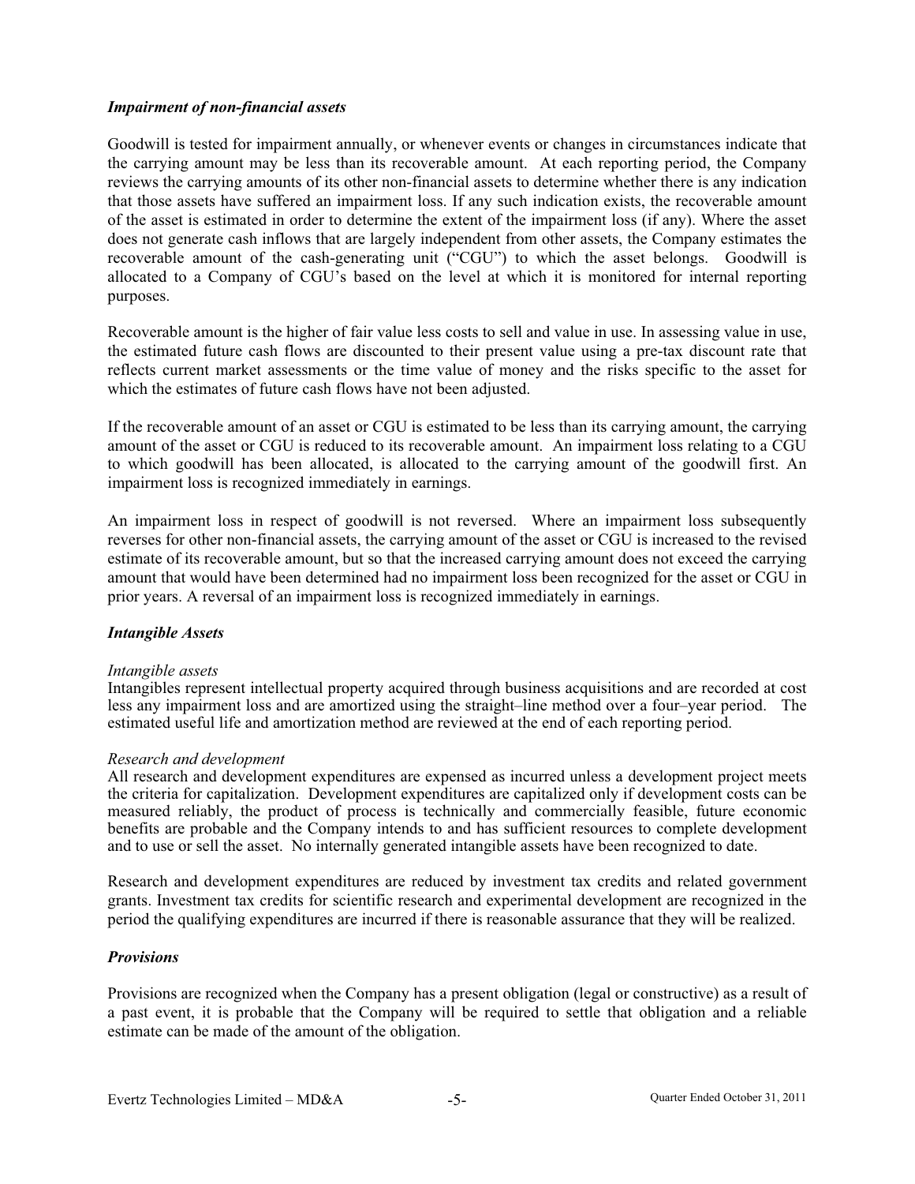### *Impairment of non-financial assets*

Goodwill is tested for impairment annually, or whenever events or changes in circumstances indicate that the carrying amount may be less than its recoverable amount. At each reporting period, the Company reviews the carrying amounts of its other non-financial assets to determine whether there is any indication that those assets have suffered an impairment loss. If any such indication exists, the recoverable amount of the asset is estimated in order to determine the extent of the impairment loss (if any). Where the asset does not generate cash inflows that are largely independent from other assets, the Company estimates the recoverable amount of the cash-generating unit ("CGU") to which the asset belongs. Goodwill is allocated to a Company of CGU's based on the level at which it is monitored for internal reporting purposes.

Recoverable amount is the higher of fair value less costs to sell and value in use. In assessing value in use, the estimated future cash flows are discounted to their present value using a pre-tax discount rate that reflects current market assessments or the time value of money and the risks specific to the asset for which the estimates of future cash flows have not been adjusted.

If the recoverable amount of an asset or CGU is estimated to be less than its carrying amount, the carrying amount of the asset or CGU is reduced to its recoverable amount. An impairment loss relating to a CGU to which goodwill has been allocated, is allocated to the carrying amount of the goodwill first. An impairment loss is recognized immediately in earnings.

An impairment loss in respect of goodwill is not reversed. Where an impairment loss subsequently reverses for other non-financial assets, the carrying amount of the asset or CGU is increased to the revised estimate of its recoverable amount, but so that the increased carrying amount does not exceed the carrying amount that would have been determined had no impairment loss been recognized for the asset or CGU in prior years. A reversal of an impairment loss is recognized immediately in earnings.

### *Intangible Assets*

*Intangible assets*
Intangibles represent intellectual property acquired through business acquisitions and are recorded at cost less any impairment loss and are amortized using the straight–line method over a four–year period. The estimated useful life and amortization method are reviewed at the end of each reporting period.

*Research and development*
All research and development expenditures are expensed as incurred unless a development project meets the criteria for capitalization. Development expenditures are capitalized only if development costs can be measured reliably, the product of process is technically and commercially feasible, future economic benefits are probable and the Company intends to and has sufficient resources to complete development and to use or sell the asset. No internally generated intangible assets have been recognized to date.

Research and development expenditures are reduced by investment tax credits and related government grants. Investment tax credits for scientific research and experimental development are recognized in the period the qualifying expenditures are incurred if there is reasonable assurance that they will be realized.

### *Provisions*

Provisions are recognized when the Company has a present obligation (legal or constructive) as a result of a past event, it is probable that the Company will be required to settle that obligation and a reliable estimate can be made of the amount of the obligation.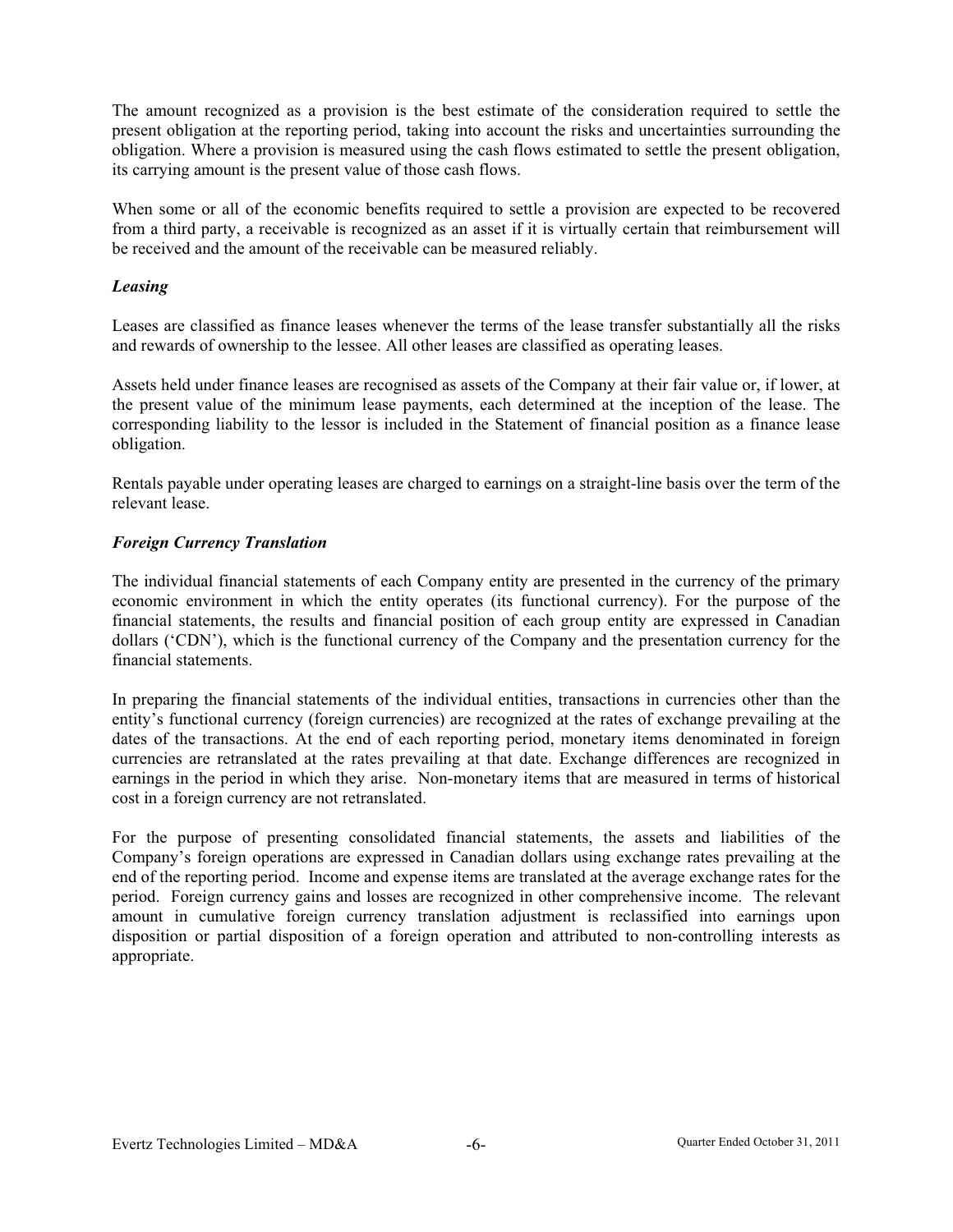The amount recognized as a provision is the best estimate of the consideration required to settle the present obligation at the reporting period, taking into account the risks and uncertainties surrounding the obligation. Where a provision is measured using the cash flows estimated to settle the present obligation, its carrying amount is the present value of those cash flows.

When some or all of the economic benefits required to settle a provision are expected to be recovered from a third party, a receivable is recognized as an asset if it is virtually certain that reimbursement will be received and the amount of the receivable can be measured reliably.

***Leasing***

Leases are classified as finance leases whenever the terms of the lease transfer substantially all the risks and rewards of ownership to the lessee. All other leases are classified as operating leases.

Assets held under finance leases are recognised as assets of the Company at their fair value or, if lower, at the present value of the minimum lease payments, each determined at the inception of the lease. The corresponding liability to the lessor is included in the Statement of financial position as a finance lease obligation.

Rentals payable under operating leases are charged to earnings on a straight-line basis over the term of the relevant lease.

***Foreign Currency Translation***

The individual financial statements of each Company entity are presented in the currency of the primary economic environment in which the entity operates (its functional currency). For the purpose of the financial statements, the results and financial position of each group entity are expressed in Canadian dollars ('CDN'), which is the functional currency of the Company and the presentation currency for the financial statements.

In preparing the financial statements of the individual entities, transactions in currencies other than the entity's functional currency (foreign currencies) are recognized at the rates of exchange prevailing at the dates of the transactions. At the end of each reporting period, monetary items denominated in foreign currencies are retranslated at the rates prevailing at that date. Exchange differences are recognized in earnings in the period in which they arise. Non-monetary items that are measured in terms of historical cost in a foreign currency are not retranslated.

For the purpose of presenting consolidated financial statements, the assets and liabilities of the Company's foreign operations are expressed in Canadian dollars using exchange rates prevailing at the end of the reporting period. Income and expense items are translated at the average exchange rates for the period. Foreign currency gains and losses are recognized in other comprehensive income. The relevant amount in cumulative foreign currency translation adjustment is reclassified into earnings upon disposition or partial disposition of a foreign operation and attributed to non-controlling interests as appropriate.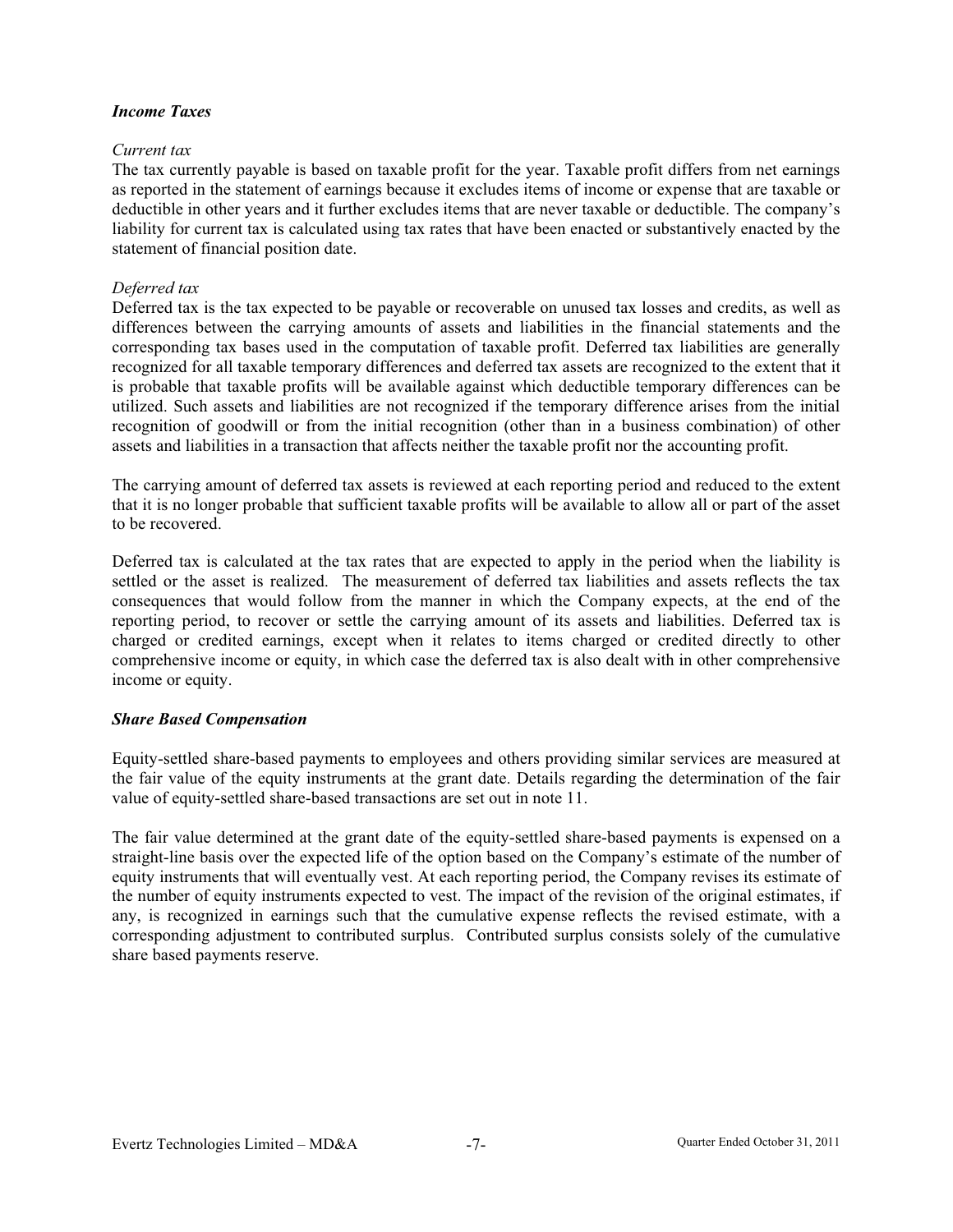***Income Taxes***

*Current tax*

The tax currently payable is based on taxable profit for the year. Taxable profit differs from net earnings as reported in the statement of earnings because it excludes items of income or expense that are taxable or deductible in other years and it further excludes items that are never taxable or deductible. The company's liability for current tax is calculated using tax rates that have been enacted or substantively enacted by the statement of financial position date.

*Deferred tax*

Deferred tax is the tax expected to be payable or recoverable on unused tax losses and credits, as well as differences between the carrying amounts of assets and liabilities in the financial statements and the corresponding tax bases used in the computation of taxable profit. Deferred tax liabilities are generally recognized for all taxable temporary differences and deferred tax assets are recognized to the extent that it is probable that taxable profits will be available against which deductible temporary differences can be utilized. Such assets and liabilities are not recognized if the temporary difference arises from the initial recognition of goodwill or from the initial recognition (other than in a business combination) of other assets and liabilities in a transaction that affects neither the taxable profit nor the accounting profit.

The carrying amount of deferred tax assets is reviewed at each reporting period and reduced to the extent that it is no longer probable that sufficient taxable profits will be available to allow all or part of the asset to be recovered.

Deferred tax is calculated at the tax rates that are expected to apply in the period when the liability is settled or the asset is realized. The measurement of deferred tax liabilities and assets reflects the tax consequences that would follow from the manner in which the Company expects, at the end of the reporting period, to recover or settle the carrying amount of its assets and liabilities. Deferred tax is charged or credited earnings, except when it relates to items charged or credited directly to other comprehensive income or equity, in which case the deferred tax is also dealt with in other comprehensive income or equity.

***Share Based Compensation***

Equity-settled share-based payments to employees and others providing similar services are measured at the fair value of the equity instruments at the grant date. Details regarding the determination of the fair value of equity-settled share-based transactions are set out in note 11.

The fair value determined at the grant date of the equity-settled share-based payments is expensed on a straight-line basis over the expected life of the option based on the Company's estimate of the number of equity instruments that will eventually vest. At each reporting period, the Company revises its estimate of the number of equity instruments expected to vest. The impact of the revision of the original estimates, if any, is recognized in earnings such that the cumulative expense reflects the revised estimate, with a corresponding adjustment to contributed surplus. Contributed surplus consists solely of the cumulative share based payments reserve.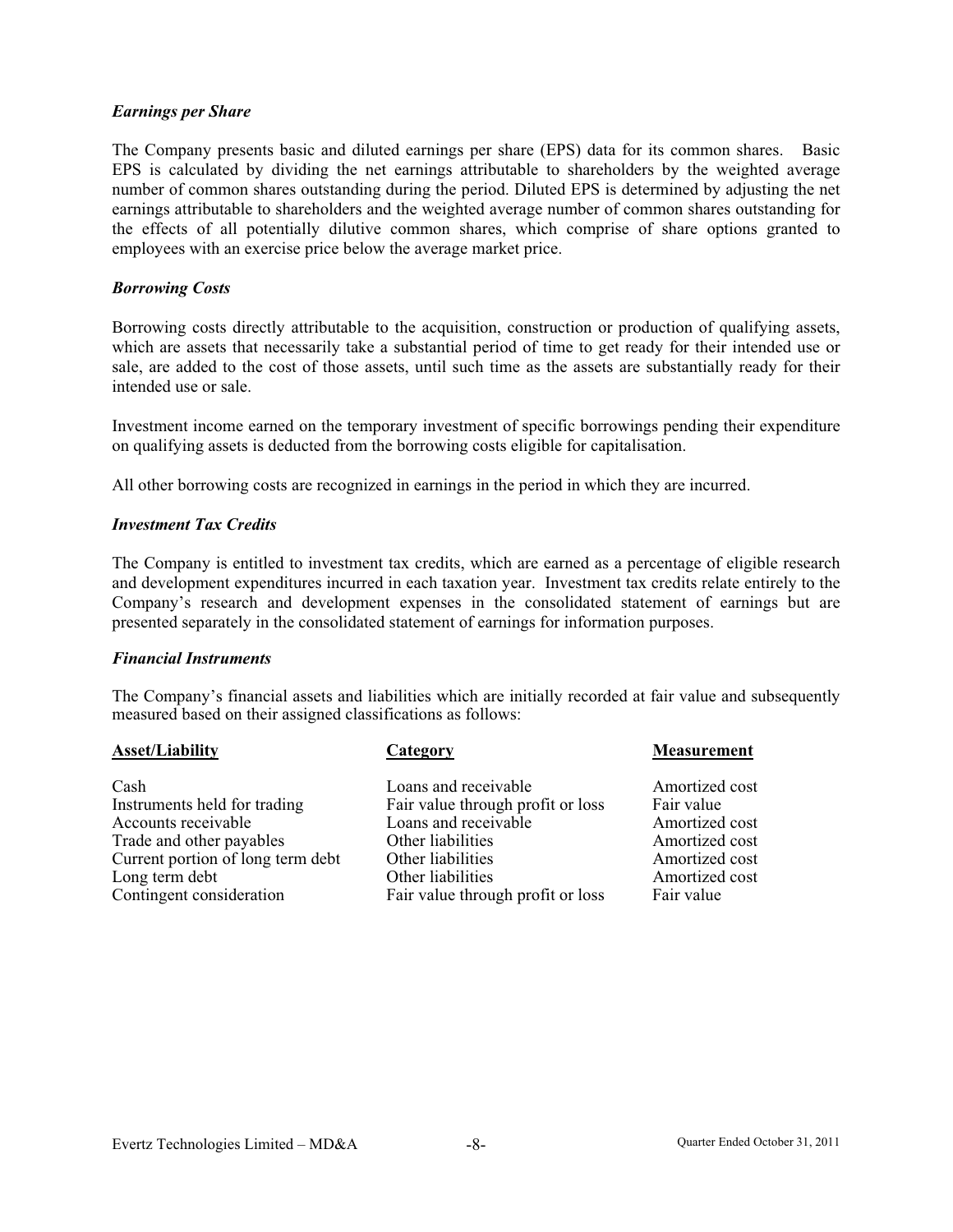### *Earnings per Share*

The Company presents basic and diluted earnings per share (EPS) data for its common shares. Basic EPS is calculated by dividing the net earnings attributable to shareholders by the weighted average number of common shares outstanding during the period. Diluted EPS is determined by adjusting the net earnings attributable to shareholders and the weighted average number of common shares outstanding for the effects of all potentially dilutive common shares, which comprise of share options granted to employees with an exercise price below the average market price.

### *Borrowing Costs*

Borrowing costs directly attributable to the acquisition, construction or production of qualifying assets, which are assets that necessarily take a substantial period of time to get ready for their intended use or sale, are added to the cost of those assets, until such time as the assets are substantially ready for their intended use or sale.

Investment income earned on the temporary investment of specific borrowings pending their expenditure on qualifying assets is deducted from the borrowing costs eligible for capitalisation.

All other borrowing costs are recognized in earnings in the period in which they are incurred.

### *Investment Tax Credits*

The Company is entitled to investment tax credits, which are earned as a percentage of eligible research and development expenditures incurred in each taxation year. Investment tax credits relate entirely to the Company's research and development expenses in the consolidated statement of earnings but are presented separately in the consolidated statement of earnings for information purposes.

### *Financial Instruments*

The Company's financial assets and liabilities which are initially recorded at fair value and subsequently measured based on their assigned classifications as follows:

| Asset/Liability | Category | Measurement |
|---|---|---|
| Cash | Loans and receivable | Amortized cost |
| Instruments held for trading | Fair value through profit or loss | Fair value |
| Accounts receivable | Loans and receivable | Amortized cost |
| Trade and other payables | Other liabilities | Amortized cost |
| Current portion of long term debt | Other liabilities | Amortized cost |
| Long term debt | Other liabilities | Amortized cost |
| Contingent consideration | Fair value through profit or loss | Fair value |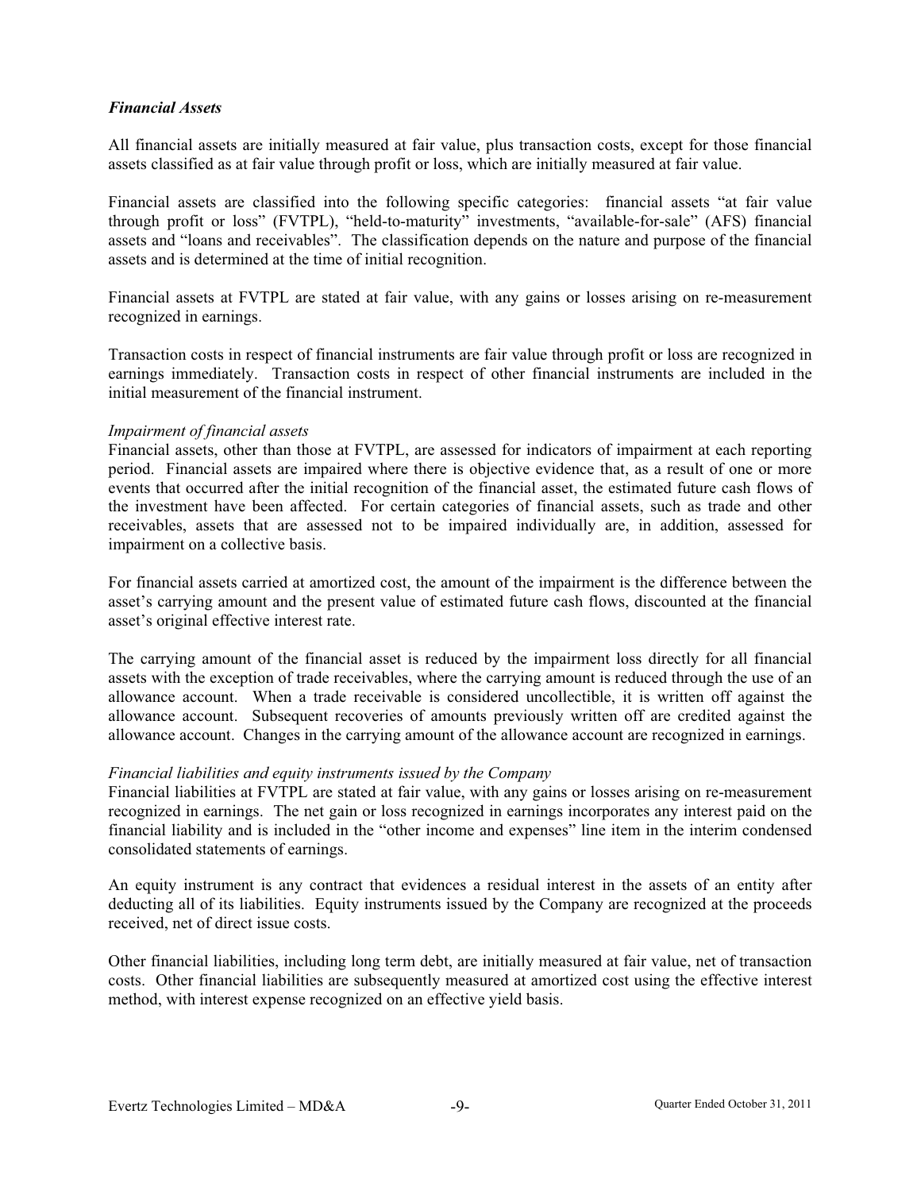***Financial Assets***

All financial assets are initially measured at fair value, plus transaction costs, except for those financial assets classified as at fair value through profit or loss, which are initially measured at fair value.

Financial assets are classified into the following specific categories: financial assets "at fair value through profit or loss" (FVTPL), "held-to-maturity" investments, "available-for-sale" (AFS) financial assets and "loans and receivables". The classification depends on the nature and purpose of the financial assets and is determined at the time of initial recognition.

Financial assets at FVTPL are stated at fair value, with any gains or losses arising on re-measurement recognized in earnings.

Transaction costs in respect of financial instruments are fair value through profit or loss are recognized in earnings immediately. Transaction costs in respect of other financial instruments are included in the initial measurement of the financial instrument.

*Impairment of financial assets*

Financial assets, other than those at FVTPL, are assessed for indicators of impairment at each reporting period. Financial assets are impaired where there is objective evidence that, as a result of one or more events that occurred after the initial recognition of the financial asset, the estimated future cash flows of the investment have been affected. For certain categories of financial assets, such as trade and other receivables, assets that are assessed not to be impaired individually are, in addition, assessed for impairment on a collective basis.

For financial assets carried at amortized cost, the amount of the impairment is the difference between the asset's carrying amount and the present value of estimated future cash flows, discounted at the financial asset's original effective interest rate.

The carrying amount of the financial asset is reduced by the impairment loss directly for all financial assets with the exception of trade receivables, where the carrying amount is reduced through the use of an allowance account. When a trade receivable is considered uncollectible, it is written off against the allowance account. Subsequent recoveries of amounts previously written off are credited against the allowance account. Changes in the carrying amount of the allowance account are recognized in earnings.

*Financial liabilities and equity instruments issued by the Company*

Financial liabilities at FVTPL are stated at fair value, with any gains or losses arising on re-measurement recognized in earnings. The net gain or loss recognized in earnings incorporates any interest paid on the financial liability and is included in the "other income and expenses" line item in the interim condensed consolidated statements of earnings.

An equity instrument is any contract that evidences a residual interest in the assets of an entity after deducting all of its liabilities. Equity instruments issued by the Company are recognized at the proceeds received, net of direct issue costs.

Other financial liabilities, including long term debt, are initially measured at fair value, net of transaction costs. Other financial liabilities are subsequently measured at amortized cost using the effective interest method, with interest expense recognized on an effective yield basis.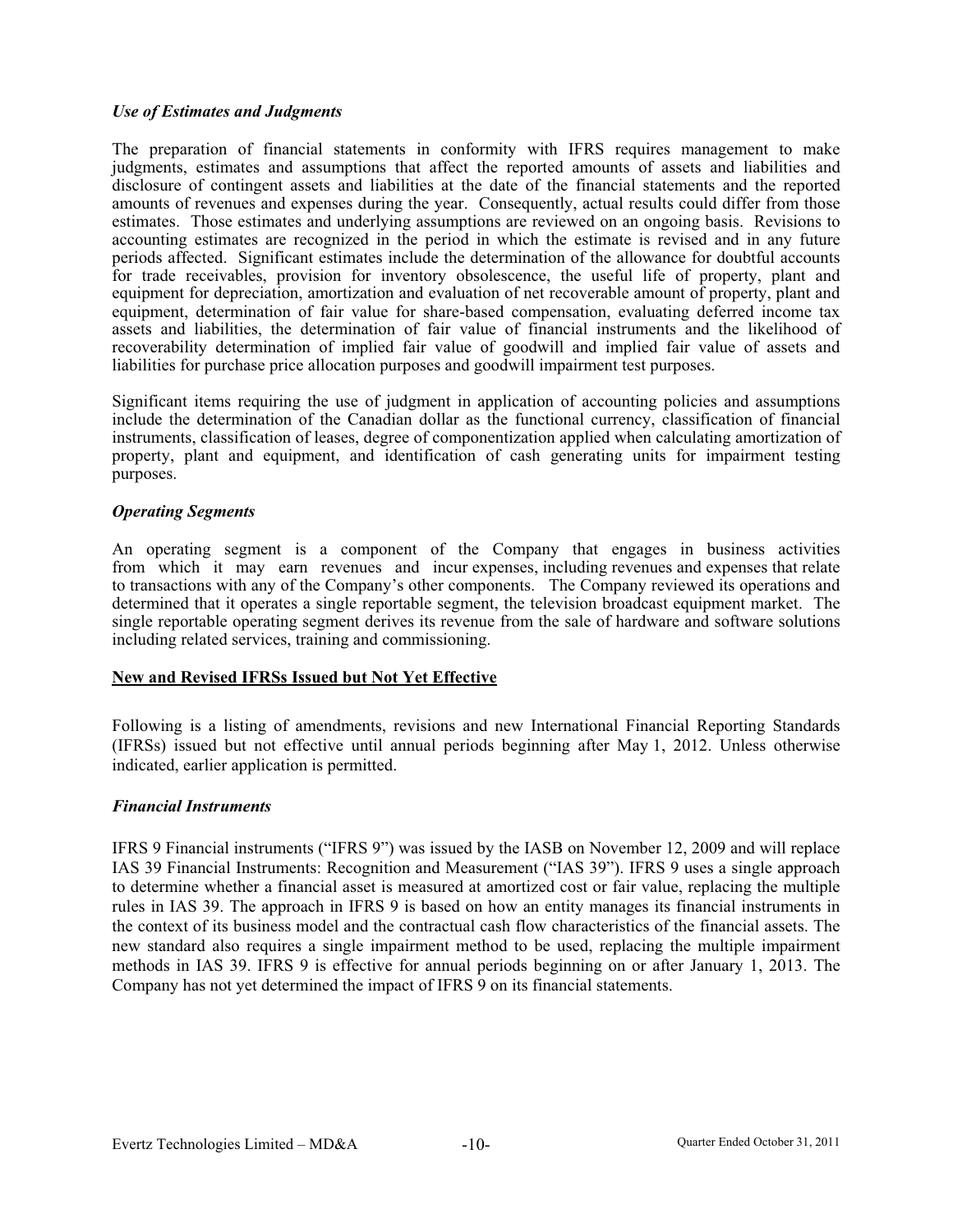*Use of Estimates and Judgments*

The preparation of financial statements in conformity with IFRS requires management to make judgments, estimates and assumptions that affect the reported amounts of assets and liabilities and disclosure of contingent assets and liabilities at the date of the financial statements and the reported amounts of revenues and expenses during the year. Consequently, actual results could differ from those estimates. Those estimates and underlying assumptions are reviewed on an ongoing basis. Revisions to accounting estimates are recognized in the period in which the estimate is revised and in any future periods affected. Significant estimates include the determination of the allowance for doubtful accounts for trade receivables, provision for inventory obsolescence, the useful life of property, plant and equipment for depreciation, amortization and evaluation of net recoverable amount of property, plant and equipment, determination of fair value for share-based compensation, evaluating deferred income tax assets and liabilities, the determination of fair value of financial instruments and the likelihood of recoverability determination of implied fair value of goodwill and implied fair value of assets and liabilities for purchase price allocation purposes and goodwill impairment test purposes.

Significant items requiring the use of judgment in application of accounting policies and assumptions include the determination of the Canadian dollar as the functional currency, classification of financial instruments, classification of leases, degree of componentization applied when calculating amortization of property, plant and equipment, and identification of cash generating units for impairment testing purposes.

*Operating Segments*

An operating segment is a component of the Company that engages in business activities from which it may earn revenues and incur expenses, including revenues and expenses that relate to transactions with any of the Company's other components. The Company reviewed its operations and determined that it operates a single reportable segment, the television broadcast equipment market. The single reportable operating segment derives its revenue from the sale of hardware and software solutions including related services, training and commissioning.

**New and Revised IFRSs Issued but Not Yet Effective**

Following is a listing of amendments, revisions and new International Financial Reporting Standards (IFRSs) issued but not effective until annual periods beginning after May 1, 2012. Unless otherwise indicated, earlier application is permitted.

*Financial Instruments*

IFRS 9 Financial instruments ("IFRS 9") was issued by the IASB on November 12, 2009 and will replace IAS 39 Financial Instruments: Recognition and Measurement ("IAS 39"). IFRS 9 uses a single approach to determine whether a financial asset is measured at amortized cost or fair value, replacing the multiple rules in IAS 39. The approach in IFRS 9 is based on how an entity manages its financial instruments in the context of its business model and the contractual cash flow characteristics of the financial assets. The new standard also requires a single impairment method to be used, replacing the multiple impairment methods in IAS 39. IFRS 9 is effective for annual periods beginning on or after January 1, 2013. The Company has not yet determined the impact of IFRS 9 on its financial statements.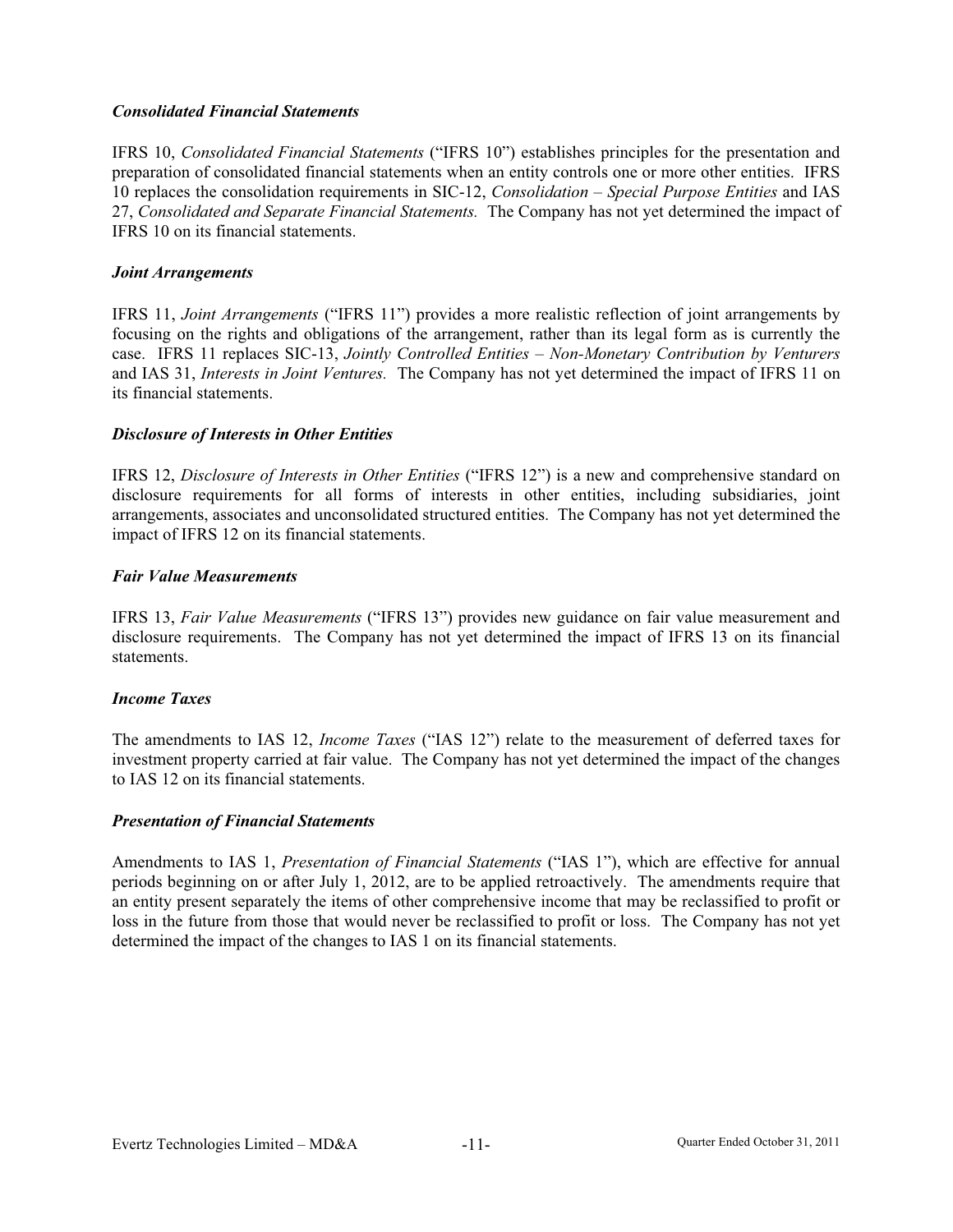***Consolidated Financial Statements***

IFRS 10, *Consolidated Financial Statements* ("IFRS 10") establishes principles for the presentation and preparation of consolidated financial statements when an entity controls one or more other entities. IFRS 10 replaces the consolidation requirements in SIC-12, *Consolidation – Special Purpose Entities* and IAS 27, *Consolidated and Separate Financial Statements.* The Company has not yet determined the impact of IFRS 10 on its financial statements.

***Joint Arrangements***

IFRS 11, *Joint Arrangements* ("IFRS 11") provides a more realistic reflection of joint arrangements by focusing on the rights and obligations of the arrangement, rather than its legal form as is currently the case. IFRS 11 replaces SIC-13, *Jointly Controlled Entities – Non-Monetary Contribution by Venturers* and IAS 31, *Interests in Joint Ventures.* The Company has not yet determined the impact of IFRS 11 on its financial statements.

***Disclosure of Interests in Other Entities***

IFRS 12, *Disclosure of Interests in Other Entities* ("IFRS 12") is a new and comprehensive standard on disclosure requirements for all forms of interests in other entities, including subsidiaries, joint arrangements, associates and unconsolidated structured entities. The Company has not yet determined the impact of IFRS 12 on its financial statements.

***Fair Value Measurements***

IFRS 13, *Fair Value Measurements* ("IFRS 13") provides new guidance on fair value measurement and disclosure requirements. The Company has not yet determined the impact of IFRS 13 on its financial statements.

***Income Taxes***

The amendments to IAS 12, *Income Taxes* ("IAS 12") relate to the measurement of deferred taxes for investment property carried at fair value. The Company has not yet determined the impact of the changes to IAS 12 on its financial statements.

***Presentation of Financial Statements***

Amendments to IAS 1, *Presentation of Financial Statements* ("IAS 1"), which are effective for annual periods beginning on or after July 1, 2012, are to be applied retroactively. The amendments require that an entity present separately the items of other comprehensive income that may be reclassified to profit or loss in the future from those that would never be reclassified to profit or loss. The Company has not yet determined the impact of the changes to IAS 1 on its financial statements.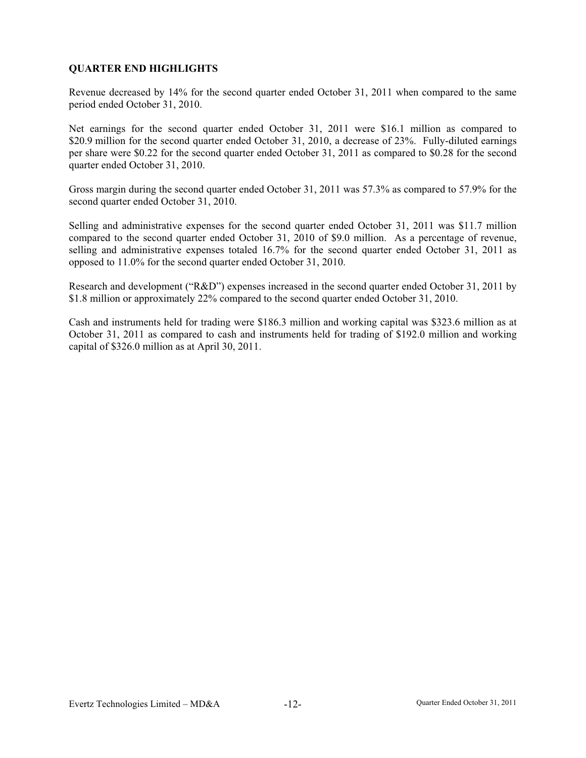## QUARTER END HIGHLIGHTS

Revenue decreased by 14% for the second quarter ended October 31, 2011 when compared to the same period ended October 31, 2010.

Net earnings for the second quarter ended October 31, 2011 were $16.1 million as compared to $20.9 million for the second quarter ended October 31, 2010, a decrease of 23%. Fully-diluted earnings per share were $0.22 for the second quarter ended October 31, 2011 as compared to $0.28 for the second quarter ended October 31, 2010.

Gross margin during the second quarter ended October 31, 2011 was 57.3% as compared to 57.9% for the second quarter ended October 31, 2010.

Selling and administrative expenses for the second quarter ended October 31, 2011 was $11.7 million compared to the second quarter ended October 31, 2010 of $9.0 million. As a percentage of revenue, selling and administrative expenses totaled 16.7% for the second quarter ended October 31, 2011 as opposed to 11.0% for the second quarter ended October 31, 2010.

Research and development ("R&D") expenses increased in the second quarter ended October 31, 2011 by $1.8 million or approximately 22% compared to the second quarter ended October 31, 2010.

Cash and instruments held for trading were $186.3 million and working capital was $323.6 million as at October 31, 2011 as compared to cash and instruments held for trading of $192.0 million and working capital of $326.0 million as at April 30, 2011.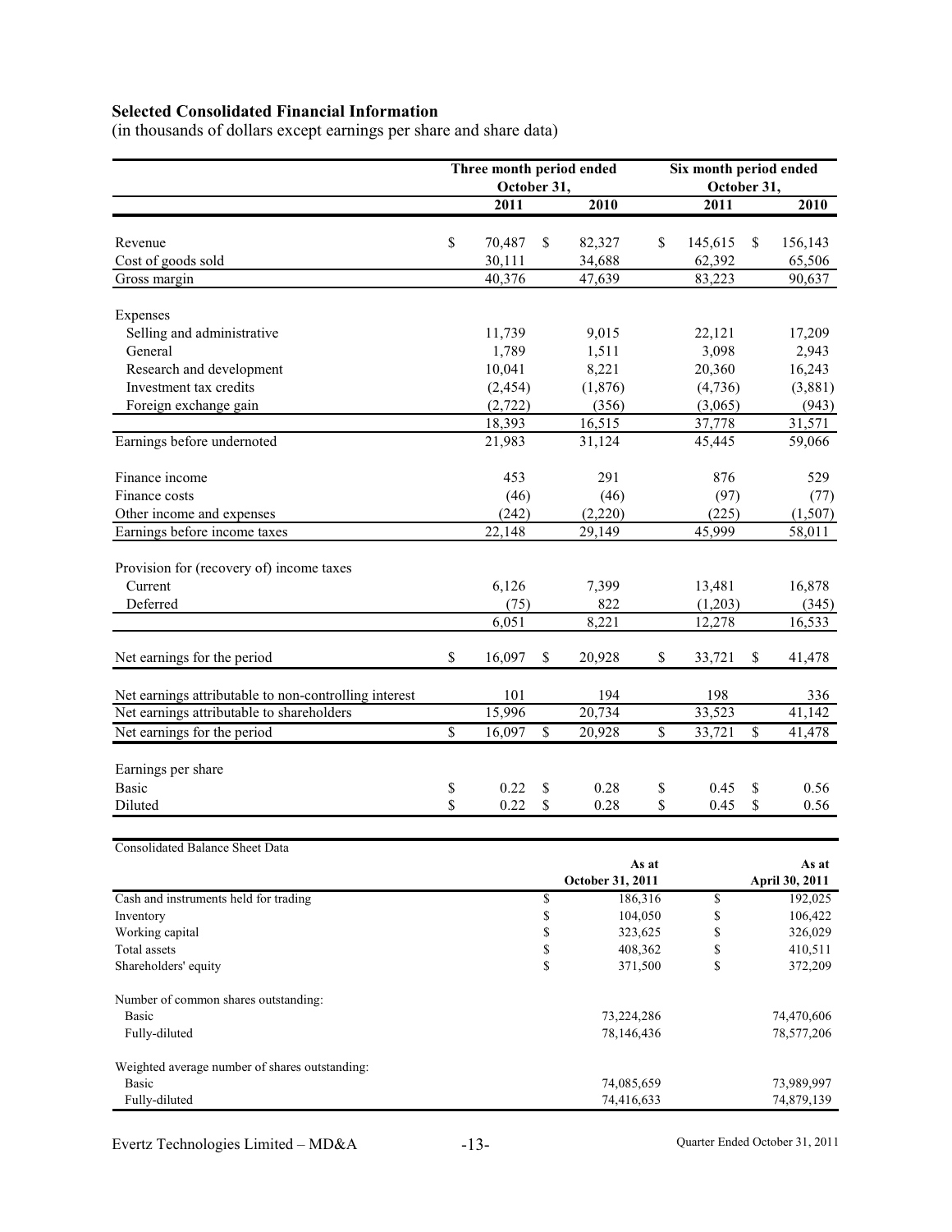**Selected Consolidated Financial Information**

(in thousands of dollars except earnings per share and share data)

| | Three month period ended October 31, | | Six month period ended October 31, | |
|---|---|---|---|---|
| | 2011 | 2010 | 2011 | 2010 |
| Revenue | $ 70,487 | $ 82,327 | $ 145,615 | $ 156,143 |
| Cost of goods sold | 30,111 | 34,688 | 62,392 | 65,506 |
| Gross margin | 40,376 | 47,639 | 83,223 | 90,637 |
| Expenses | | | | |
| Selling and administrative | 11,739 | 9,015 | 22,121 | 17,209 |
| General | 1,789 | 1,511 | 3,098 | 2,943 |
| Research and development | 10,041 | 8,221 | 20,360 | 16,243 |
| Investment tax credits | (2,454) | (1,876) | (4,736) | (3,881) |
| Foreign exchange gain | (2,722) | (356) | (3,065) | (943) |
| | 18,393 | 16,515 | 37,778 | 31,571 |
| Earnings before undernoted | 21,983 | 31,124 | 45,445 | 59,066 |
| Finance income | 453 | 291 | 876 | 529 |
| Finance costs | (46) | (46) | (97) | (77) |
| Other income and expenses | (242) | (2,220) | (225) | (1,507) |
| Earnings before income taxes | 22,148 | 29,149 | 45,999 | 58,011 |
| Provision for (recovery of) income taxes | | | | |
| Current | 6,126 | 7,399 | 13,481 | 16,878 |
| Deferred | (75) | 822 | (1,203) | (345) |
| | 6,051 | 8,221 | 12,278 | 16,533 |
| Net earnings for the period | $ 16,097 | $ 20,928 | $ 33,721 | $ 41,478 |
| Net earnings attributable to non-controlling interest | 101 | 194 | 198 | 336 |
| Net earnings attributable to shareholders | 15,996 | 20,734 | 33,523 | 41,142 |
| Net earnings for the period | $ 16,097 | $ 20,928 | $ 33,721 | $ 41,478 |
| Earnings per share | | | | |
| Basic | $ 0.22 | $ 0.28 | $ 0.45 | $ 0.56 |
| Diluted | $ 0.22 | $ 0.28 | $ 0.45 | $ 0.56 |

| Consolidated Balance Sheet Data | As at October 31, 2011 | As at April 30, 2011 |
|---|---|---|
| Cash and instruments held for trading | $ 186,316 | $ 192,025 |
| Inventory | $ 104,050 | $ 106,422 |
| Working capital | $ 323,625 | $ 326,029 |
| Total assets | $ 408,362 | $ 410,511 |
| Shareholders' equity | $ 371,500 | $ 372,209 |
| Number of common shares outstanding: | | |
| Basic | 73,224,286 | 74,470,606 |
| Fully-diluted | 78,146,436 | 78,577,206 |
| Weighted average number of shares outstanding: | | |
| Basic | 74,085,659 | 73,989,997 |
| Fully-diluted | 74,416,633 | 74,879,139 |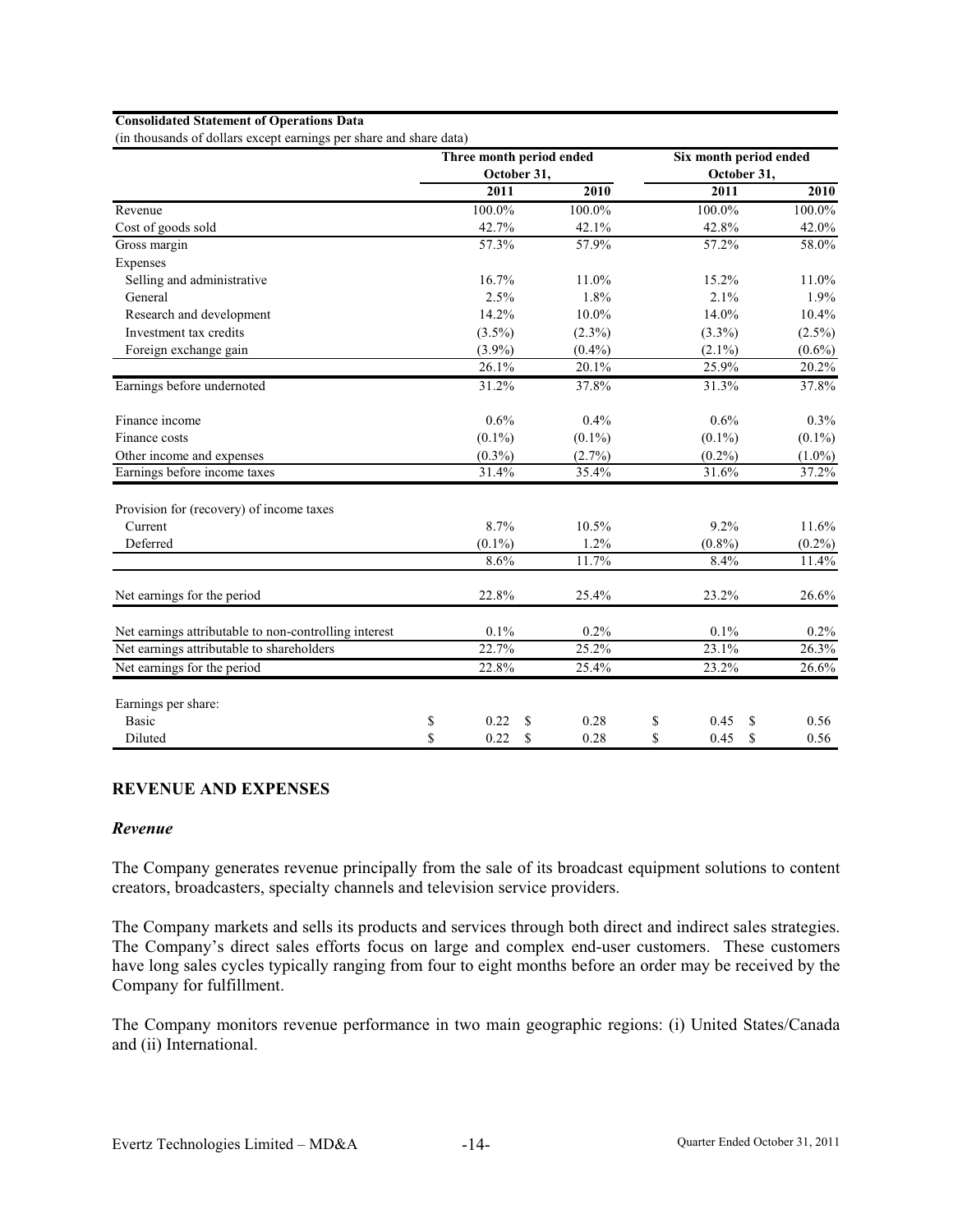**Consolidated Statement of Operations Data**

(in thousands of dollars except earnings per share and share data)

| | Three month period ended October 31, | | Six month period ended October 31, | |
|---|---|---|---|---|
| | 2011 | 2010 | 2011 | 2010 |
| Revenue | 100.0% | 100.0% | 100.0% | 100.0% |
| Cost of goods sold | 42.7% | 42.1% | 42.8% | 42.0% |
| Gross margin | 57.3% | 57.9% | 57.2% | 58.0% |
| Expenses | | | | |
| Selling and administrative | 16.7% | 11.0% | 15.2% | 11.0% |
| General | 2.5% | 1.8% | 2.1% | 1.9% |
| Research and development | 14.2% | 10.0% | 14.0% | 10.4% |
| Investment tax credits | (3.5%) | (2.3%) | (3.3%) | (2.5%) |
| Foreign exchange gain | (3.9%) | (0.4%) | (2.1%) | (0.6%) |
| | 26.1% | 20.1% | 25.9% | 20.2% |
| Earnings before undernoted | 31.2% | 37.8% | 31.3% | 37.8% |
| Finance income | 0.6% | 0.4% | 0.6% | 0.3% |
| Finance costs | (0.1%) | (0.1%) | (0.1%) | (0.1%) |
| Other income and expenses | (0.3%) | (2.7%) | (0.2%) | (1.0%) |
| Earnings before income taxes | 31.4% | 35.4% | 31.6% | 37.2% |
| Provision for (recovery) of income taxes | | | | |
| Current | 8.7% | 10.5% | 9.2% | 11.6% |
| Deferred | (0.1%) | 1.2% | (0.8%) | (0.2%) |
| | 8.6% | 11.7% | 8.4% | 11.4% |
| Net earnings for the period | 22.8% | 25.4% | 23.2% | 26.6% |
| Net earnings attributable to non-controlling interest | 0.1% | 0.2% | 0.1% | 0.2% |
| Net earnings attributable to shareholders | 22.7% | 25.2% | 23.1% | 26.3% |
| Net earnings for the period | 22.8% | 25.4% | 23.2% | 26.6% |
| Earnings per share: | | | | |
| Basic | $ 0.22 | $ 0.28 | $ 0.45 | $ 0.56 |
| Diluted | $ 0.22 | $ 0.28 | $ 0.45 | $ 0.56 |

## REVENUE AND EXPENSES

### *Revenue*

The Company generates revenue principally from the sale of its broadcast equipment solutions to content creators, broadcasters, specialty channels and television service providers.

The Company markets and sells its products and services through both direct and indirect sales strategies. The Company's direct sales efforts focus on large and complex end-user customers. These customers have long sales cycles typically ranging from four to eight months before an order may be received by the Company for fulfillment.

The Company monitors revenue performance in two main geographic regions: (i) United States/Canada and (ii) International.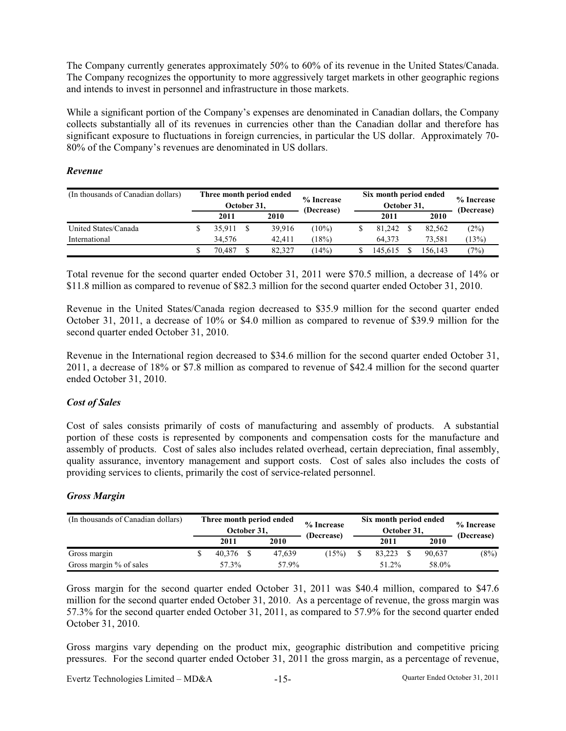The Company currently generates approximately 50% to 60% of its revenue in the United States/Canada. The Company recognizes the opportunity to more aggressively target markets in other geographic regions and intends to invest in personnel and infrastructure in those markets.

While a significant portion of the Company's expenses are denominated in Canadian dollars, the Company collects substantially all of its revenues in currencies other than the Canadian dollar and therefore has significant exposure to fluctuations in foreign currencies, in particular the US dollar. Approximately 70-80% of the Company's revenues are denominated in US dollars.

### *Revenue*

| (In thousands of Canadian dollars) | Three month period ended October 31, | | % Increase (Decrease) | Six month period ended October 31, | | % Increase (Decrease) |
|---|---|---|---|---|---|---|
| | 2011 | 2010 | | 2011 | 2010 | |
| United States/Canada | $ 35,911 | $ 39,916 | (10%) | $ 81,242 | $ 82,562 | (2%) |
| International | 34,576 | 42,411 | (18%) | 64,373 | 73,581 | (13%) |
| | $ 70,487 | $ 82,327 | (14%) | $ 145,615 | $ 156,143 | (7%) |

Total revenue for the second quarter ended October 31, 2011 were $70.5 million, a decrease of 14% or $11.8 million as compared to revenue of $82.3 million for the second quarter ended October 31, 2010.

Revenue in the United States/Canada region decreased to $35.9 million for the second quarter ended October 31, 2011, a decrease of 10% or $4.0 million as compared to revenue of $39.9 million for the second quarter ended October 31, 2010.

Revenue in the International region decreased to $34.6 million for the second quarter ended October 31, 2011, a decrease of 18% or $7.8 million as compared to revenue of $42.4 million for the second quarter ended October 31, 2010.

### *Cost of Sales*

Cost of sales consists primarily of costs of manufacturing and assembly of products. A substantial portion of these costs is represented by components and compensation costs for the manufacture and assembly of products. Cost of sales also includes related overhead, certain depreciation, final assembly, quality assurance, inventory management and support costs. Cost of sales also includes the costs of providing services to clients, primarily the cost of service-related personnel.

### *Gross Margin*

| (In thousands of Canadian dollars) | Three month period ended October 31, | | % Increase (Decrease) | Six month period ended October 31, | | % Increase (Decrease) |
|---|---|---|---|---|---|---|
| | 2011 | 2010 | | 2011 | 2010 | |
| Gross margin | $ 40,376 | $ 47,639 | (15%) | $ 83,223 | $ 90,637 | (8%) |
| Gross margin % of sales | 57.3% | 57.9% | | 51.2% | 58.0% | |

Gross margin for the second quarter ended October 31, 2011 was $40.4 million, compared to $47.6 million for the second quarter ended October 31, 2010. As a percentage of revenue, the gross margin was 57.3% for the second quarter ended October 31, 2011, as compared to 57.9% for the second quarter ended October 31, 2010.

Gross margins vary depending on the product mix, geographic distribution and competitive pricing pressures. For the second quarter ended October 31, 2011 the gross margin, as a percentage of revenue,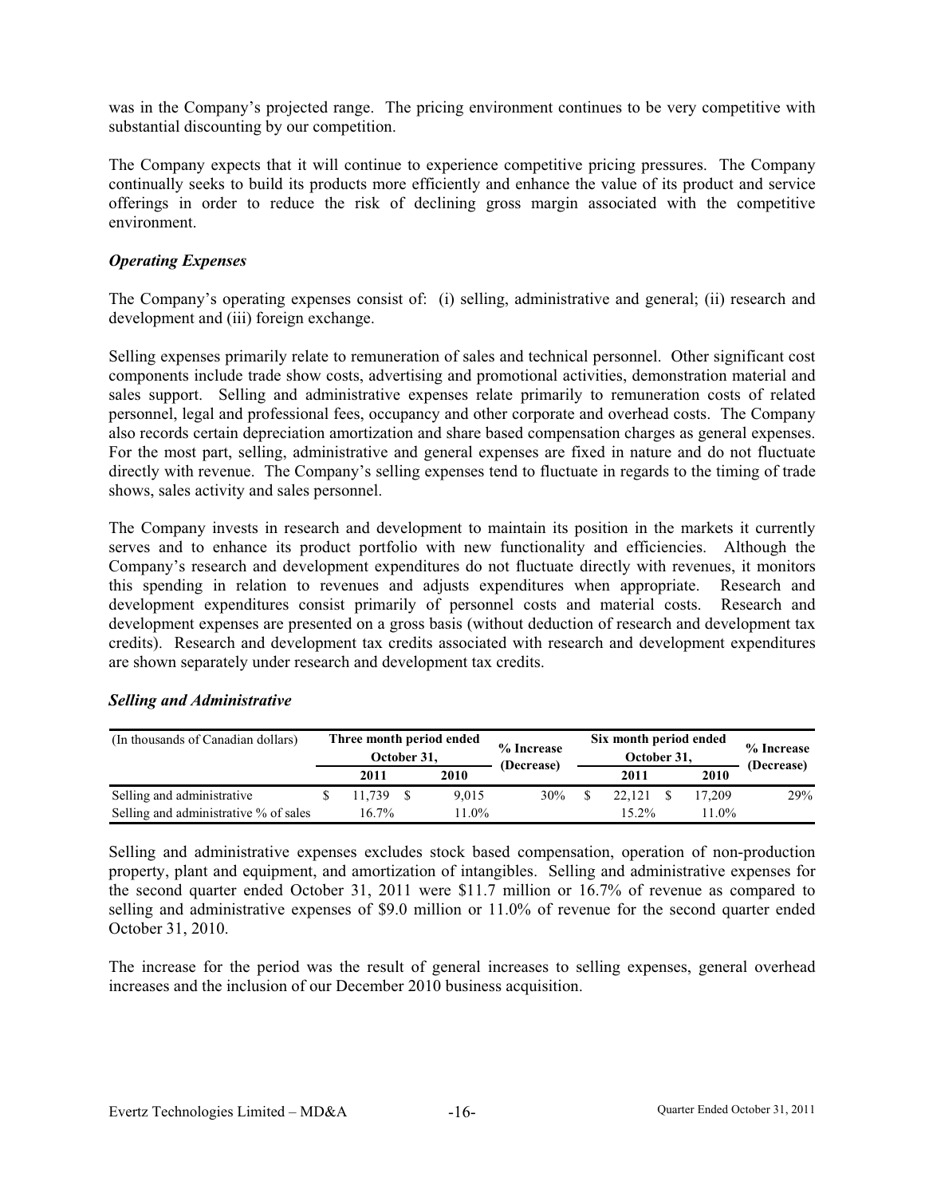was in the Company's projected range. The pricing environment continues to be very competitive with substantial discounting by our competition.

The Company expects that it will continue to experience competitive pricing pressures. The Company continually seeks to build its products more efficiently and enhance the value of its product and service offerings in order to reduce the risk of declining gross margin associated with the competitive environment.

### *Operating Expenses*

The Company's operating expenses consist of: (i) selling, administrative and general; (ii) research and development and (iii) foreign exchange.

Selling expenses primarily relate to remuneration of sales and technical personnel. Other significant cost components include trade show costs, advertising and promotional activities, demonstration material and sales support. Selling and administrative expenses relate primarily to remuneration costs of related personnel, legal and professional fees, occupancy and other corporate and overhead costs. The Company also records certain depreciation amortization and share based compensation charges as general expenses. For the most part, selling, administrative and general expenses are fixed in nature and do not fluctuate directly with revenue. The Company's selling expenses tend to fluctuate in regards to the timing of trade shows, sales activity and sales personnel.

The Company invests in research and development to maintain its position in the markets it currently serves and to enhance its product portfolio with new functionality and efficiencies. Although the Company's research and development expenditures do not fluctuate directly with revenues, it monitors this spending in relation to revenues and adjusts expenditures when appropriate. Research and development expenditures consist primarily of personnel costs and material costs. Research and development expenses are presented on a gross basis (without deduction of research and development tax credits). Research and development tax credits associated with research and development expenditures are shown separately under research and development tax credits.

### *Selling and Administrative*

| (In thousands of Canadian dollars) | Three month period ended October 31, | | % Increase (Decrease) | Six month period ended October 31, | | % Increase (Decrease) |
|---|---|---|---|---|---|---|
| | 2011 | 2010 | | 2011 | 2010 | |
| Selling and administrative | $ 11,739 | $ 9,015 | 30% | $ 22,121 | $ 17,209 | 29% |
| Selling and administrative % of sales | 16.7% | 11.0% | | 15.2% | 11.0% | |

Selling and administrative expenses excludes stock based compensation, operation of non-production property, plant and equipment, and amortization of intangibles. Selling and administrative expenses for the second quarter ended October 31, 2011 were $11.7 million or 16.7% of revenue as compared to selling and administrative expenses of $9.0 million or 11.0% of revenue for the second quarter ended October 31, 2010.

The increase for the period was the result of general increases to selling expenses, general overhead increases and the inclusion of our December 2010 business acquisition.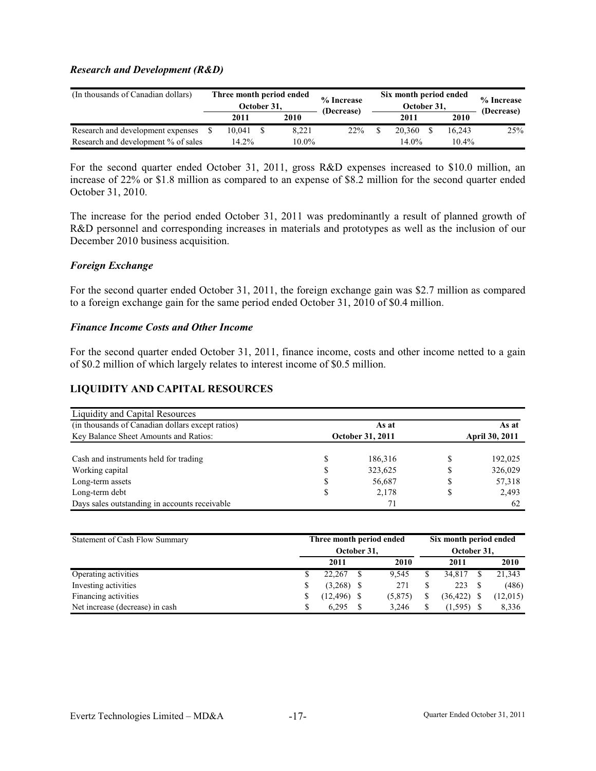### *Research and Development (R&D)*

| (In thousands of Canadian dollars) | Three month period ended October 31, | | % Increase (Decrease) | Six month period ended October 31, | | % Increase (Decrease) |
|---|---|---|---|---|---|---|
| | 2011 | 2010 | | 2011 | 2010 | |
| Research and development expenses | $ 10,041 | $ 8,221 | 22% | $ 20,360 | $ 16,243 | 25% |
| Research and development % of sales | 14.2% | 10.0% | | 14.0% | 10.4% | |

For the second quarter ended October 31, 2011, gross R&D expenses increased to $10.0 million, an increase of 22% or $1.8 million as compared to an expense of $8.2 million for the second quarter ended October 31, 2010.

The increase for the period ended October 31, 2011 was predominantly a result of planned growth of R&D personnel and corresponding increases in materials and prototypes as well as the inclusion of our December 2010 business acquisition.

### *Foreign Exchange*

For the second quarter ended October 31, 2011, the foreign exchange gain was $2.7 million as compared to a foreign exchange gain for the same period ended October 31, 2010 of $0.4 million.

### *Finance Income Costs and Other Income*

For the second quarter ended October 31, 2011, finance income, costs and other income netted to a gain of $0.2 million of which largely relates to interest income of $0.5 million.

## LIQUIDITY AND CAPITAL RESOURCES

| Liquidity and Capital Resources | | |
|---|---|---|
| (in thousands of Canadian dollars except ratios) | As at | As at |
| Key Balance Sheet Amounts and Ratios: | October 31, 2011 | April 30, 2011 |
| Cash and instruments held for trading | $ 186,316 | $ 192,025 |
| Working capital | $ 323,625 | $ 326,029 |
| Long-term assets | $ 56,687 | $ 57,318 |
| Long-term debt | $ 2,178 | $ 2,493 |
| Days sales outstanding in accounts receivable | 71 | 62 |

| Statement of Cash Flow Summary | Three month period ended October 31, | | Six month period ended October 31, | |
|---|---|---|---|---|
| | 2011 | 2010 | 2011 | 2010 |
| Operating activities | $ 22,267 | $ 9,545 | $ 34,817 | $ 21,343 |
| Investing activities | $ (3,268) | $ 271 | $ 223 | $ (486) |
| Financing activities | $ (12,496) | $ (5,875) | $ (36,422) | $ (12,015) |
| Net increase (decrease) in cash | $ 6,295 | $ 3,246 | $ (1,595) | $ 8,336 |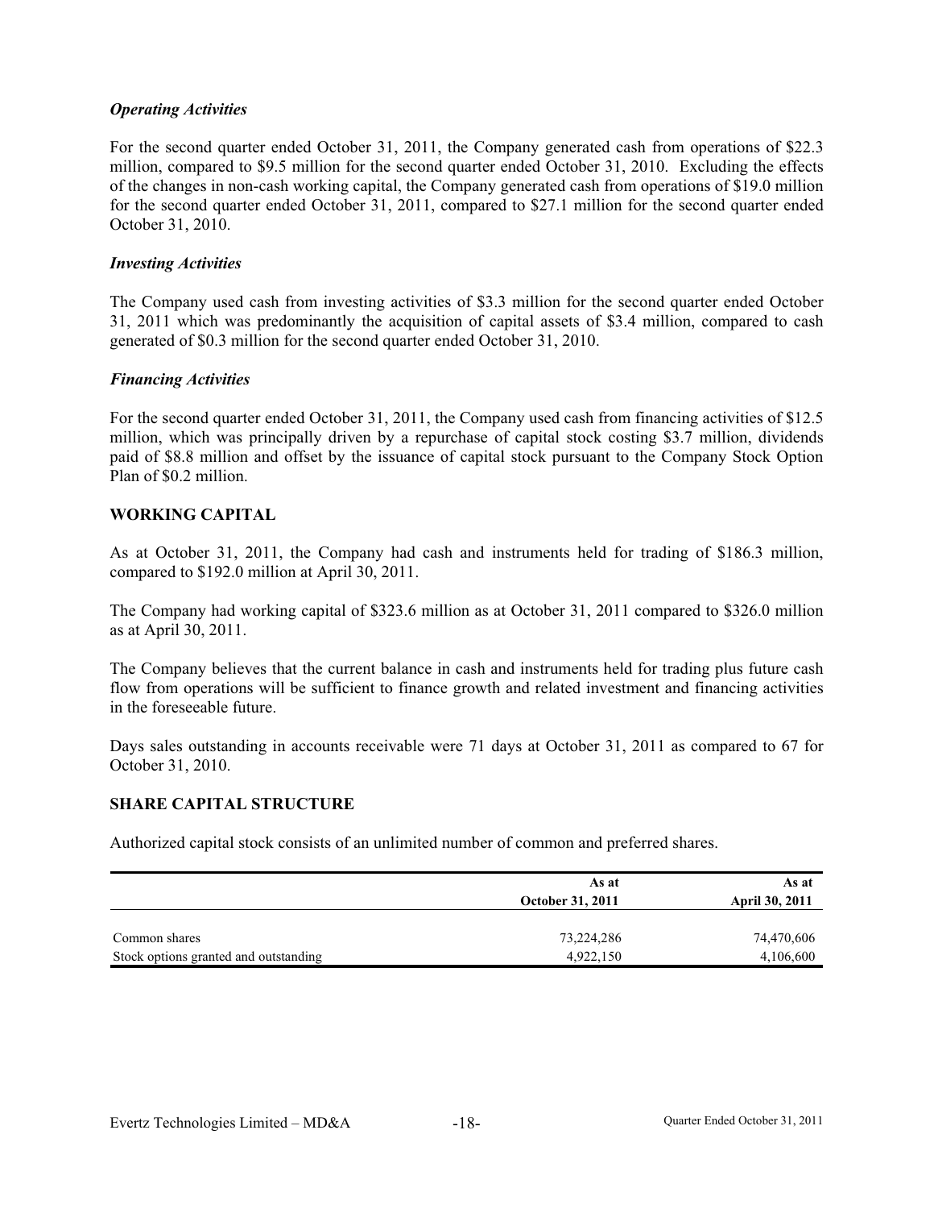*Operating Activities*

For the second quarter ended October 31, 2011, the Company generated cash from operations of $22.3 million, compared to $9.5 million for the second quarter ended October 31, 2010. Excluding the effects of the changes in non-cash working capital, the Company generated cash from operations of $19.0 million for the second quarter ended October 31, 2011, compared to $27.1 million for the second quarter ended October 31, 2010.

*Investing Activities*

The Company used cash from investing activities of $3.3 million for the second quarter ended October 31, 2011 which was predominantly the acquisition of capital assets of $3.4 million, compared to cash generated of $0.3 million for the second quarter ended October 31, 2010.

*Financing Activities*

For the second quarter ended October 31, 2011, the Company used cash from financing activities of $12.5 million, which was principally driven by a repurchase of capital stock costing $3.7 million, dividends paid of $8.8 million and offset by the issuance of capital stock pursuant to the Company Stock Option Plan of $0.2 million.

## WORKING CAPITAL

As at October 31, 2011, the Company had cash and instruments held for trading of $186.3 million, compared to $192.0 million at April 30, 2011.

The Company had working capital of $323.6 million as at October 31, 2011 compared to $326.0 million as at April 30, 2011.

The Company believes that the current balance in cash and instruments held for trading plus future cash flow from operations will be sufficient to finance growth and related investment and financing activities in the foreseeable future.

Days sales outstanding in accounts receivable were 71 days at October 31, 2011 as compared to 67 for October 31, 2010.

## SHARE CAPITAL STRUCTURE

Authorized capital stock consists of an unlimited number of common and preferred shares.

| | As at October 31, 2011 | As at April 30, 2011 |
|---|---|---|
| Common shares | 73,224,286 | 74,470,606 |
| Stock options granted and outstanding | 4,922,150 | 4,106,600 |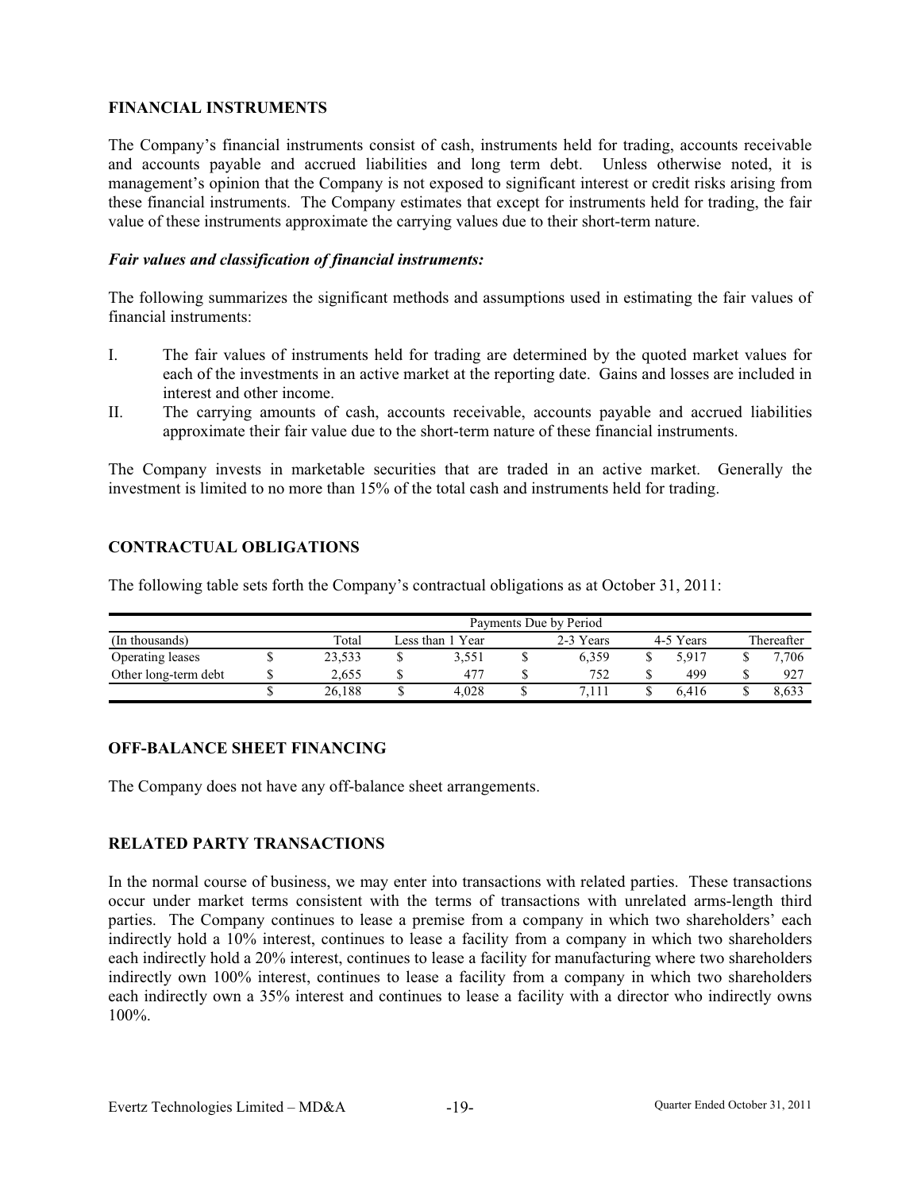## FINANCIAL INSTRUMENTS

The Company's financial instruments consist of cash, instruments held for trading, accounts receivable and accounts payable and accrued liabilities and long term debt. Unless otherwise noted, it is management's opinion that the Company is not exposed to significant interest or credit risks arising from these financial instruments. The Company estimates that except for instruments held for trading, the fair value of these instruments approximate the carrying values due to their short-term nature.

### *Fair values and classification of financial instruments:*

The following summarizes the significant methods and assumptions used in estimating the fair values of financial instruments:

I. The fair values of instruments held for trading are determined by the quoted market values for each of the investments in an active market at the reporting date. Gains and losses are included in interest and other income.

II. The carrying amounts of cash, accounts receivable, accounts payable and accrued liabilities approximate their fair value due to the short-term nature of these financial instruments.

The Company invests in marketable securities that are traded in an active market. Generally the investment is limited to no more than 15% of the total cash and instruments held for trading.

## CONTRACTUAL OBLIGATIONS

The following table sets forth the Company's contractual obligations as at October 31, 2011:

| | Payments Due by Period | | | | |
|---|---|---|---|---|---|
| (In thousands) | Total | Less than 1 Year | 2-3 Years | 4-5 Years | Thereafter |
| Operating leases | $ 23,533 | $ 3,551 | $ 6,359 | $ 5,917 | $ 7,706 |
| Other long-term debt | $ 2,655 | $ 477 | $ 752 | $ 499 | $ 927 |
| | $ 26,188 | $ 4,028 | $ 7,111 | $ 6,416 | $ 8,633 |

## OFF-BALANCE SHEET FINANCING

The Company does not have any off-balance sheet arrangements.

## RELATED PARTY TRANSACTIONS

In the normal course of business, we may enter into transactions with related parties. These transactions occur under market terms consistent with the terms of transactions with unrelated arms-length third parties. The Company continues to lease a premise from a company in which two shareholders' each indirectly hold a 10% interest, continues to lease a facility from a company in which two shareholders each indirectly hold a 20% interest, continues to lease a facility for manufacturing where two shareholders indirectly own 100% interest, continues to lease a facility from a company in which two shareholders each indirectly own a 35% interest and continues to lease a facility with a director who indirectly owns 100%.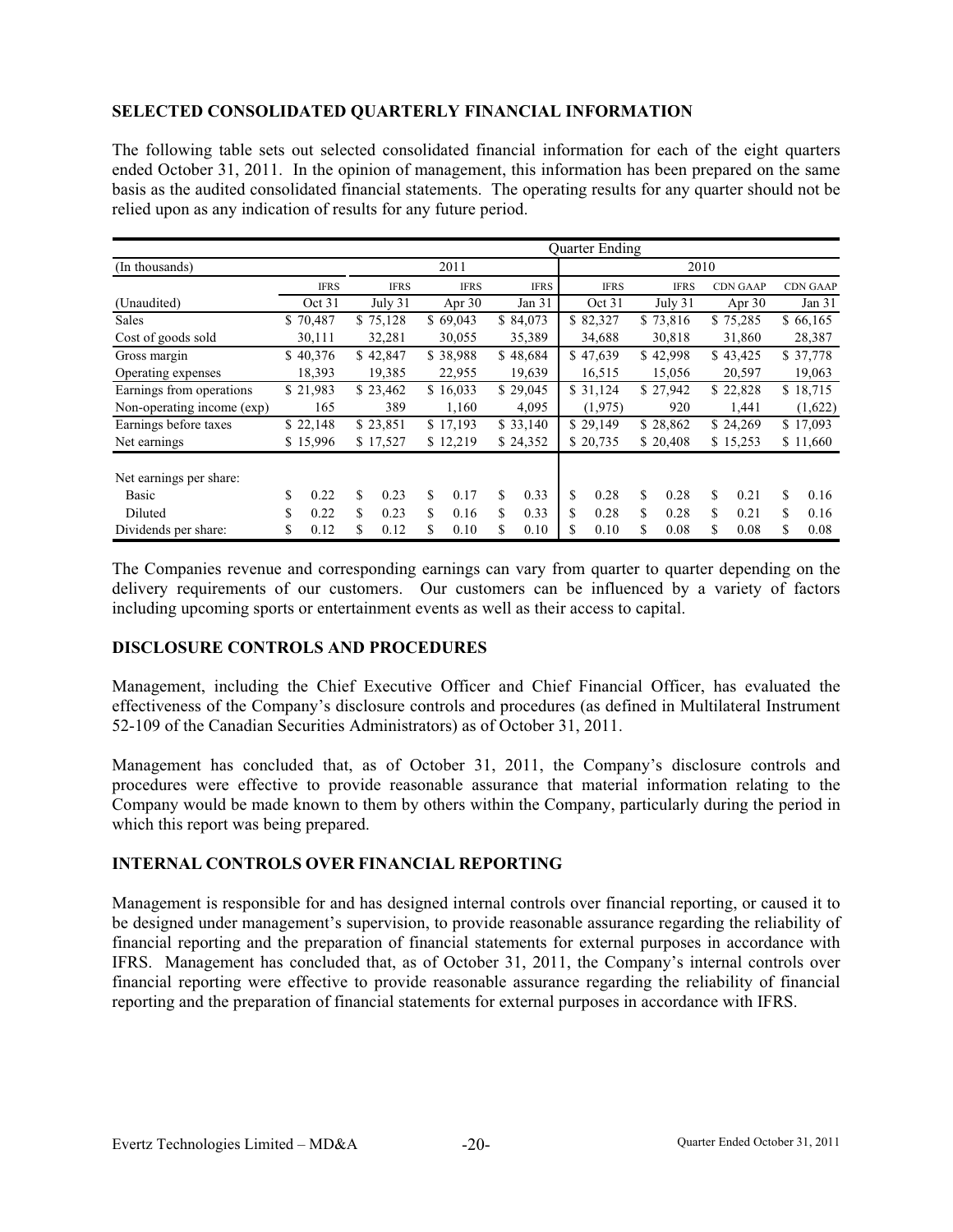## SELECTED CONSOLIDATED QUARTERLY FINANCIAL INFORMATION

The following table sets out selected consolidated financial information for each of the eight quarters ended October 31, 2011. In the opinion of management, this information has been prepared on the same basis as the audited consolidated financial statements. The operating results for any quarter should not be relied upon as any indication of results for any future period.

| | Quarter Ending | | | | | | | |
|---|---|---|---|---|---|---|---|---|
| (In thousands) | 2011 | | | | 2010 | | | |
| | IFRS | IFRS | IFRS | IFRS | IFRS | IFRS | CDN GAAP | CDN GAAP |
| (Unaudited) | Oct 31 | July 31 | Apr 30 | Jan 31 | Oct 31 | July 31 | Apr 30 | Jan 31 |
| Sales | $ 70,487 | $ 75,128 | $ 69,043 | $ 84,073 | $ 82,327 | $ 73,816 | $ 75,285 | $ 66,165 |
| Cost of goods sold | 30,111 | 32,281 | 30,055 | 35,389 | 34,688 | 30,818 | 31,860 | 28,387 |
| Gross margin | $ 40,376 | $ 42,847 | $ 38,988 | $ 48,684 | $ 47,639 | $ 42,998 | $ 43,425 | $ 37,778 |
| Operating expenses | 18,393 | 19,385 | 22,955 | 19,639 | 16,515 | 15,056 | 20,597 | 19,063 |
| Earnings from operations | $ 21,983 | $ 23,462 | $ 16,033 | $ 29,045 | $ 31,124 | $ 27,942 | $ 22,828 | $ 18,715 |
| Non-operating income (exp) | 165 | 389 | 1,160 | 4,095 | (1,975) | 920 | 1,441 | (1,622) |
| Earnings before taxes | $ 22,148 | $ 23,851 | $ 17,193 | $ 33,140 | $ 29,149 | $ 28,862 | $ 24,269 | $ 17,093 |
| Net earnings | $ 15,996 | $ 17,527 | $ 12,219 | $ 24,352 | $ 20,735 | $ 20,408 | $ 15,253 | $ 11,660 |
| Net earnings per share: | | | | | | | | |
| Basic | $ 0.22 | $ 0.23 | $ 0.17 | $ 0.33 | $ 0.28 | $ 0.28 | $ 0.21 | $ 0.16 |
| Diluted | $ 0.22 | $ 0.23 | $ 0.16 | $ 0.33 | $ 0.28 | $ 0.28 | $ 0.21 | $ 0.16 |
| Dividends per share: | $ 0.12 | $ 0.12 | $ 0.10 | $ 0.10 | $ 0.10 | $ 0.08 | $ 0.08 | $ 0.08 |

The Companies revenue and corresponding earnings can vary from quarter to quarter depending on the delivery requirements of our customers. Our customers can be influenced by a variety of factors including upcoming sports or entertainment events as well as their access to capital.

## DISCLOSURE CONTROLS AND PROCEDURES

Management, including the Chief Executive Officer and Chief Financial Officer, has evaluated the effectiveness of the Company's disclosure controls and procedures (as defined in Multilateral Instrument 52-109 of the Canadian Securities Administrators) as of October 31, 2011.

Management has concluded that, as of October 31, 2011, the Company's disclosure controls and procedures were effective to provide reasonable assurance that material information relating to the Company would be made known to them by others within the Company, particularly during the period in which this report was being prepared.

## INTERNAL CONTROLS OVER FINANCIAL REPORTING

Management is responsible for and has designed internal controls over financial reporting, or caused it to be designed under management's supervision, to provide reasonable assurance regarding the reliability of financial reporting and the preparation of financial statements for external purposes in accordance with IFRS. Management has concluded that, as of October 31, 2011, the Company's internal controls over financial reporting were effective to provide reasonable assurance regarding the reliability of financial reporting and the preparation of financial statements for external purposes in accordance with IFRS.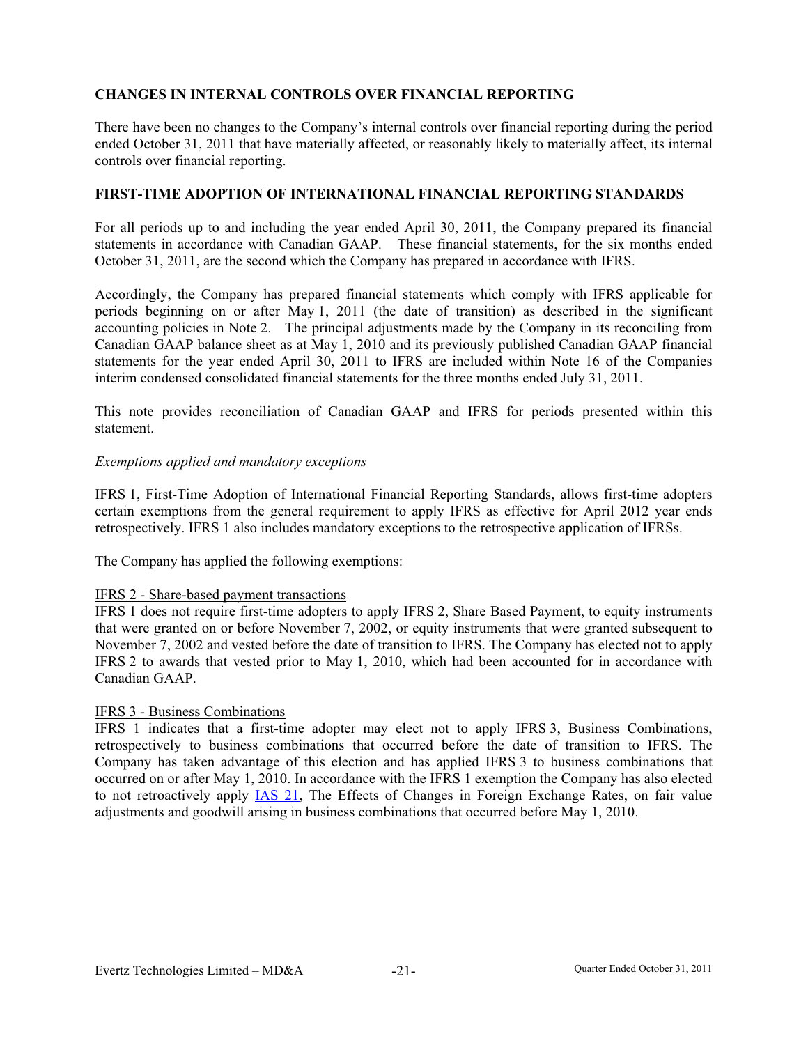## CHANGES IN INTERNAL CONTROLS OVER FINANCIAL REPORTING

There have been no changes to the Company's internal controls over financial reporting during the period ended October 31, 2011 that have materially affected, or reasonably likely to materially affect, its internal controls over financial reporting.

## FIRST-TIME ADOPTION OF INTERNATIONAL FINANCIAL REPORTING STANDARDS

For all periods up to and including the year ended April 30, 2011, the Company prepared its financial statements in accordance with Canadian GAAP. These financial statements, for the six months ended October 31, 2011, are the second which the Company has prepared in accordance with IFRS.

Accordingly, the Company has prepared financial statements which comply with IFRS applicable for periods beginning on or after May 1, 2011 (the date of transition) as described in the significant accounting policies in Note 2. The principal adjustments made by the Company in its reconciling from Canadian GAAP balance sheet as at May 1, 2010 and its previously published Canadian GAAP financial statements for the year ended April 30, 2011 to IFRS are included within Note 16 of the Companies interim condensed consolidated financial statements for the three months ended July 31, 2011.

This note provides reconciliation of Canadian GAAP and IFRS for periods presented within this statement.

*Exemptions applied and mandatory exceptions*

IFRS 1, First-Time Adoption of International Financial Reporting Standards, allows first-time adopters certain exemptions from the general requirement to apply IFRS as effective for April 2012 year ends retrospectively. IFRS 1 also includes mandatory exceptions to the retrospective application of IFRSs.

The Company has applied the following exemptions:

<u>IFRS 2 - Share-based payment transactions</u>
IFRS 1 does not require first-time adopters to apply IFRS 2, Share Based Payment, to equity instruments that were granted on or before November 7, 2002, or equity instruments that were granted subsequent to November 7, 2002 and vested before the date of transition to IFRS. The Company has elected not to apply IFRS 2 to awards that vested prior to May 1, 2010, which had been accounted for in accordance with Canadian GAAP.

<u>IFRS 3 - Business Combinations</u>
IFRS 1 indicates that a first-time adopter may elect not to apply IFRS 3, Business Combinations, retrospectively to business combinations that occurred before the date of transition to IFRS. The Company has taken advantage of this election and has applied IFRS 3 to business combinations that occurred on or after May 1, 2010. In accordance with the IFRS 1 exemption the Company has also elected to not retroactively apply IAS 21, The Effects of Changes in Foreign Exchange Rates, on fair value adjustments and goodwill arising in business combinations that occurred before May 1, 2010.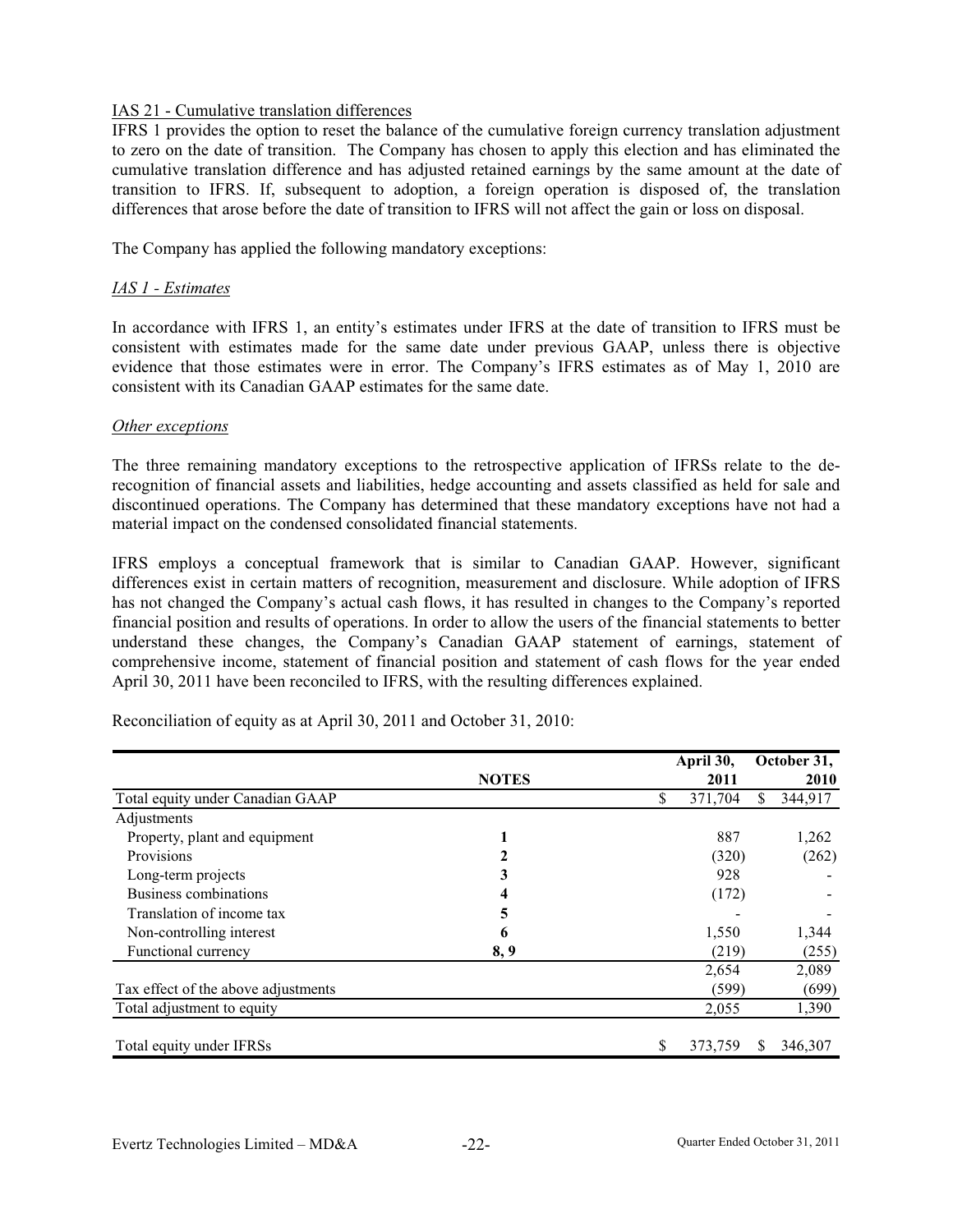IAS 21 - Cumulative translation differences

IFRS 1 provides the option to reset the balance of the cumulative foreign currency translation adjustment to zero on the date of transition. The Company has chosen to apply this election and has eliminated the cumulative translation difference and has adjusted retained earnings by the same amount at the date of transition to IFRS. If, subsequent to adoption, a foreign operation is disposed of, the translation differences that arose before the date of transition to IFRS will not affect the gain or loss on disposal.

The Company has applied the following mandatory exceptions:

*IAS 1 - Estimates*

In accordance with IFRS 1, an entity's estimates under IFRS at the date of transition to IFRS must be consistent with estimates made for the same date under previous GAAP, unless there is objective evidence that those estimates were in error. The Company's IFRS estimates as of May 1, 2010 are consistent with its Canadian GAAP estimates for the same date.

*Other exceptions*

The three remaining mandatory exceptions to the retrospective application of IFRSs relate to the de-recognition of financial assets and liabilities, hedge accounting and assets classified as held for sale and discontinued operations. The Company has determined that these mandatory exceptions have not had a material impact on the condensed consolidated financial statements.

IFRS employs a conceptual framework that is similar to Canadian GAAP. However, significant differences exist in certain matters of recognition, measurement and disclosure. While adoption of IFRS has not changed the Company's actual cash flows, it has resulted in changes to the Company's reported financial position and results of operations. In order to allow the users of the financial statements to better understand these changes, the Company's Canadian GAAP statement of earnings, statement of comprehensive income, statement of financial position and statement of cash flows for the year ended April 30, 2011 have been reconciled to IFRS, with the resulting differences explained.

Reconciliation of equity as at April 30, 2011 and October 31, 2010:

| | **NOTES** | **April 30, 2011** | **October 31, 2010** |
|---|---|---|---|
| Total equity under Canadian GAAP | | $ 371,704 | $ 344,917 |
| Adjustments | | | |
| Property, plant and equipment | **1** | 887 | 1,262 |
| Provisions | **2** | (320) | (262) |
| Long-term projects | **3** | 928 | - |
| Business combinations | **4** | (172) | - |
| Translation of income tax | **5** | - | - |
| Non-controlling interest | **6** | 1,550 | 1,344 |
| Functional currency | **8, 9** | (219) | (255) |
| | | 2,654 | 2,089 |
| Tax effect of the above adjustments | | (599) | (699) |
| Total adjustment to equity | | 2,055 | 1,390 |
| Total equity under IFRSs | | $ 373,759 | $ 346,307 |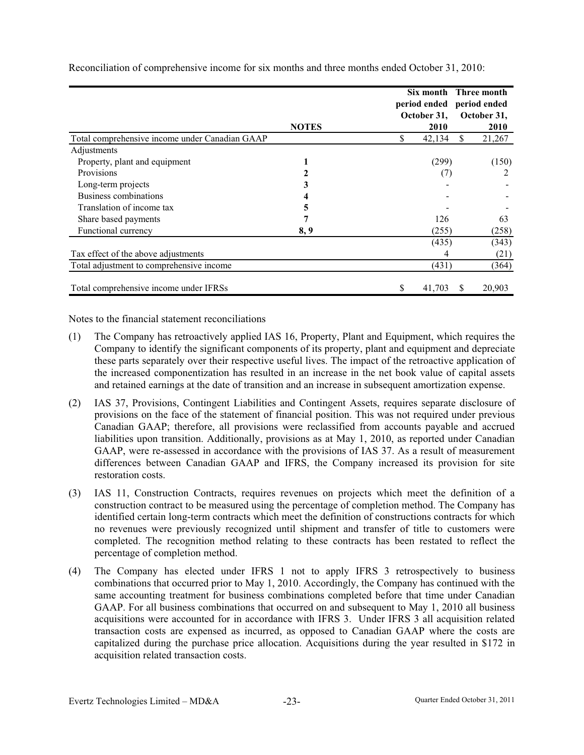Reconciliation of comprehensive income for six months and three months ended October 31, 2010:

| | NOTES | Six month period ended October 31, 2010 | Three month period ended October 31, 2010 |
|---|---|---|---|
| Total comprehensive income under Canadian GAAP | | $ 42,134 | $ 21,267 |
| Adjustments | | | |
| Property, plant and equipment | 1 | (299) | (150) |
| Provisions | 2 | (7) | 2 |
| Long-term projects | 3 | - | - |
| Business combinations | 4 | - | - |
| Translation of income tax | 5 | - | - |
| Share based payments | 7 | 126 | 63 |
| Functional currency | 8, 9 | (255) | (258) |
| | | (435) | (343) |
| Tax effect of the above adjustments | | 4 | (21) |
| Total adjustment to comprehensive income | | (431) | (364) |
| Total comprehensive income under IFRSs | | $ 41,703 | $ 20,903 |

Notes to the financial statement reconciliations

(1) The Company has retroactively applied IAS 16, Property, Plant and Equipment, which requires the Company to identify the significant components of its property, plant and equipment and depreciate these parts separately over their respective useful lives. The impact of the retroactive application of the increased componentization has resulted in an increase in the net book value of capital assets and retained earnings at the date of transition and an increase in subsequent amortization expense.

(2) IAS 37, Provisions, Contingent Liabilities and Contingent Assets, requires separate disclosure of provisions on the face of the statement of financial position. This was not required under previous Canadian GAAP; therefore, all provisions were reclassified from accounts payable and accrued liabilities upon transition. Additionally, provisions as at May 1, 2010, as reported under Canadian GAAP, were re-assessed in accordance with the provisions of IAS 37. As a result of measurement differences between Canadian GAAP and IFRS, the Company increased its provision for site restoration costs.

(3) IAS 11, Construction Contracts, requires revenues on projects which meet the definition of a construction contract to be measured using the percentage of completion method. The Company has identified certain long-term contracts which meet the definition of constructions contracts for which no revenues were previously recognized until shipment and transfer of title to customers were completed. The recognition method relating to these contracts has been restated to reflect the percentage of completion method.

(4) The Company has elected under IFRS 1 not to apply IFRS 3 retrospectively to business combinations that occurred prior to May 1, 2010. Accordingly, the Company has continued with the same accounting treatment for business combinations completed before that time under Canadian GAAP. For all business combinations that occurred on and subsequent to May 1, 2010 all business acquisitions were accounted for in accordance with IFRS 3. Under IFRS 3 all acquisition related transaction costs are expensed as incurred, as opposed to Canadian GAAP where the costs are capitalized during the purchase price allocation. Acquisitions during the year resulted in $172 in acquisition related transaction costs.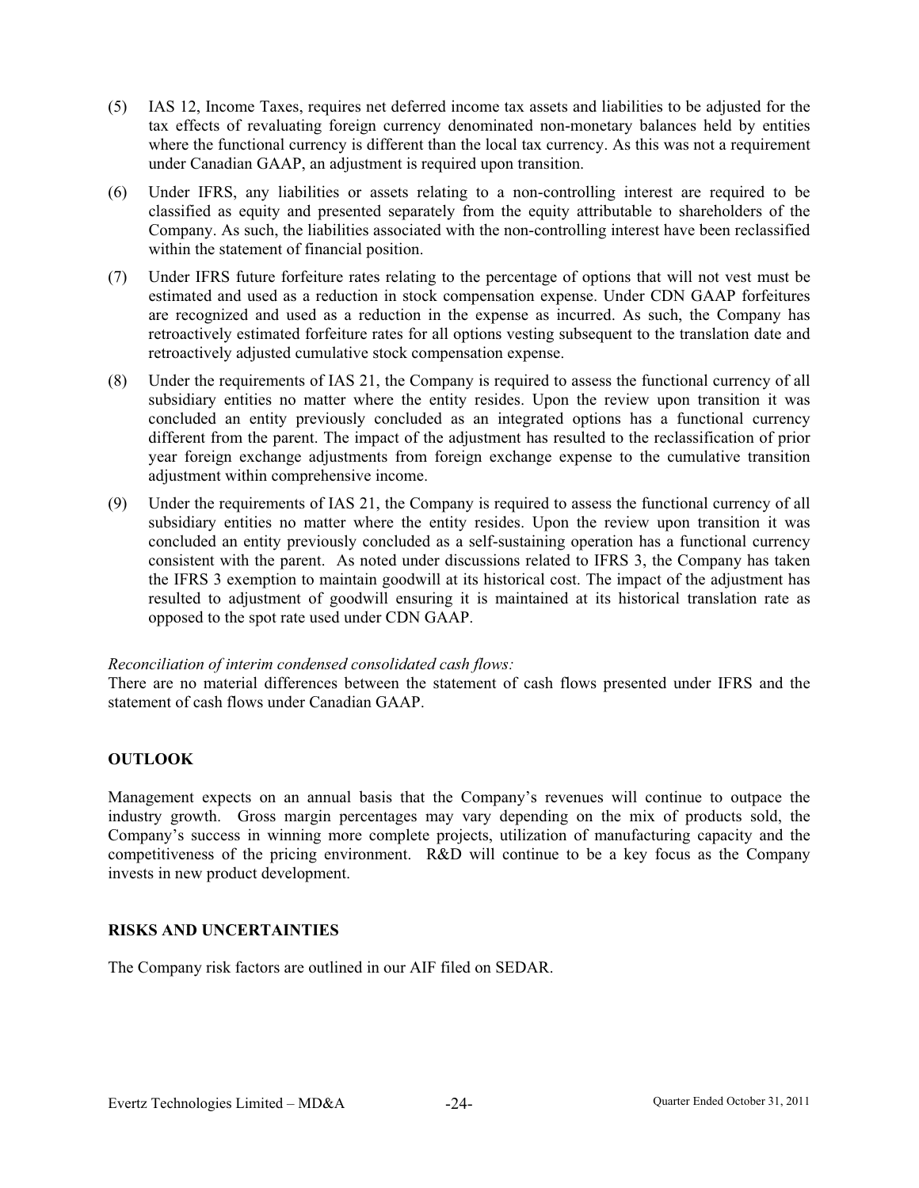(5) IAS 12, Income Taxes, requires net deferred income tax assets and liabilities to be adjusted for the tax effects of revaluating foreign currency denominated non-monetary balances held by entities where the functional currency is different than the local tax currency. As this was not a requirement under Canadian GAAP, an adjustment is required upon transition.

(6) Under IFRS, any liabilities or assets relating to a non-controlling interest are required to be classified as equity and presented separately from the equity attributable to shareholders of the Company. As such, the liabilities associated with the non-controlling interest have been reclassified within the statement of financial position.

(7) Under IFRS future forfeiture rates relating to the percentage of options that will not vest must be estimated and used as a reduction in stock compensation expense. Under CDN GAAP forfeitures are recognized and used as a reduction in the expense as incurred. As such, the Company has retroactively estimated forfeiture rates for all options vesting subsequent to the translation date and retroactively adjusted cumulative stock compensation expense.

(8) Under the requirements of IAS 21, the Company is required to assess the functional currency of all subsidiary entities no matter where the entity resides. Upon the review upon transition it was concluded an entity previously concluded as an integrated options has a functional currency different from the parent. The impact of the adjustment has resulted to the reclassification of prior year foreign exchange adjustments from foreign exchange expense to the cumulative transition adjustment within comprehensive income.

(9) Under the requirements of IAS 21, the Company is required to assess the functional currency of all subsidiary entities no matter where the entity resides. Upon the review upon transition it was concluded an entity previously concluded as a self-sustaining operation has a functional currency consistent with the parent. As noted under discussions related to IFRS 3, the Company has taken the IFRS 3 exemption to maintain goodwill at its historical cost. The impact of the adjustment has resulted to adjustment of goodwill ensuring it is maintained at its historical translation rate as opposed to the spot rate used under CDN GAAP.

*Reconciliation of interim condensed consolidated cash flows:*
There are no material differences between the statement of cash flows presented under IFRS and the statement of cash flows under Canadian GAAP.

## OUTLOOK

Management expects on an annual basis that the Company's revenues will continue to outpace the industry growth. Gross margin percentages may vary depending on the mix of products sold, the Company's success in winning more complete projects, utilization of manufacturing capacity and the competitiveness of the pricing environment. R&D will continue to be a key focus as the Company invests in new product development.

## RISKS AND UNCERTAINTIES

The Company risk factors are outlined in our AIF filed on SEDAR.